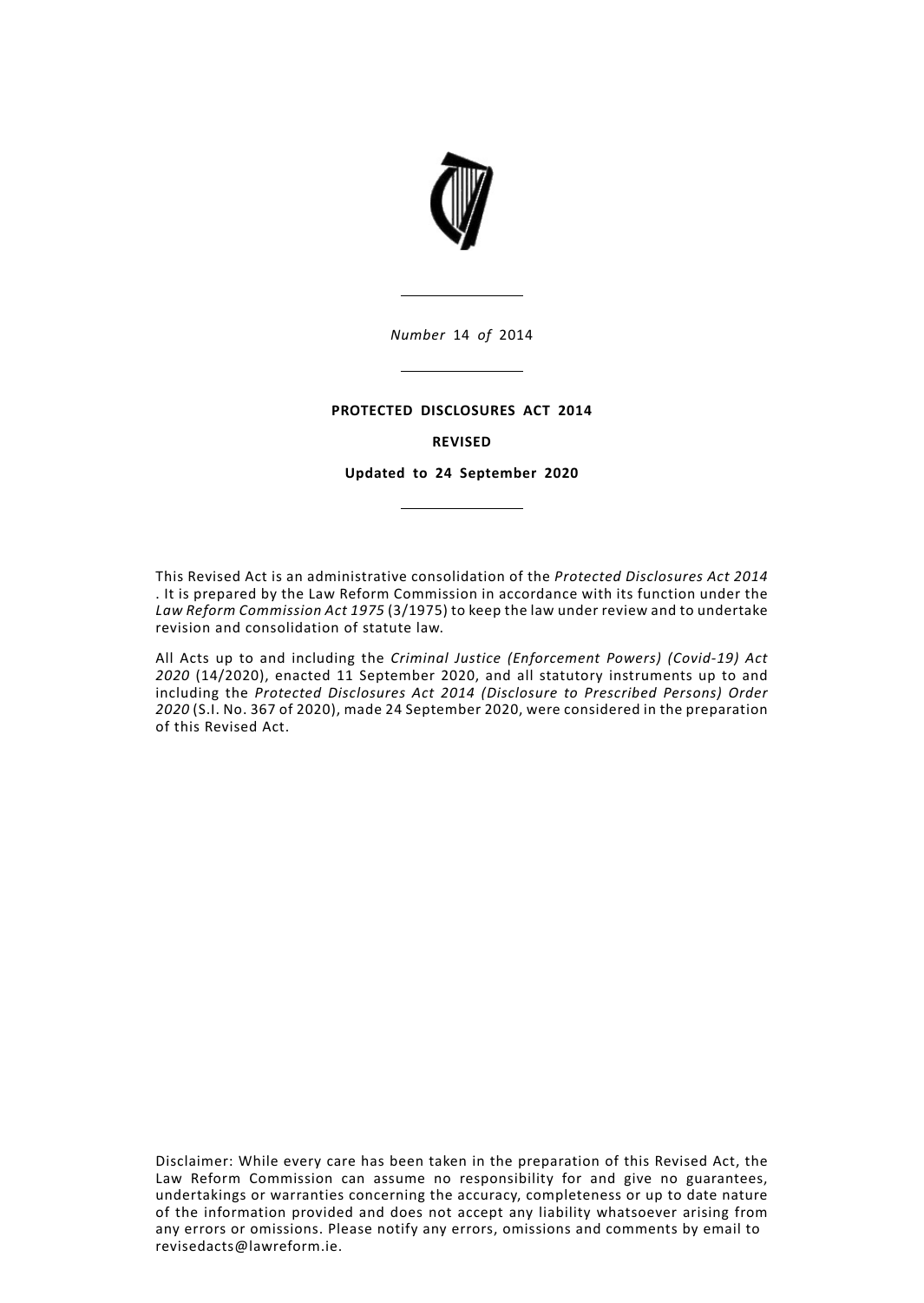*Number* 14 *of* 2014

**PROTECTED DISCLOSURES ACT 2014**

**REVISED**

**Updated to 24 September 2020**

This Revised Act is an administrative consolidation of the *Protected Disclosures Act 2014* . It is prepared by the Law Reform Commission in accordance with its function under the *Law Reform Commission Act 1975* (3/1975) to keep the law under review and to undertake revision and consolidation of statute law.

All Acts up to and including the *Criminal Justice (Enforcement Powers) (Covid-19) Act 2020* (14/2020), enacted 11 September 2020, and all statutory instruments up to and including the *Protected Disclosures Act 2014 (Disclosure to Prescribed Persons) Order 2020* (S.I. No. 367 of 2020), made 24 September 2020, were considered in the preparation of this Revised Act.

Disclaimer: While every care has been taken in the preparation of this Revised Act, the Law Reform Commission can assume no responsibility for and give no guarantees, undertakings or warranties concerning the accuracy, completeness or up to date nature of the information provided and does not accept any liability whatsoever arising from any errors or omissions. Please notify any errors, omissions and comments by email to revisedacts@lawreform.ie.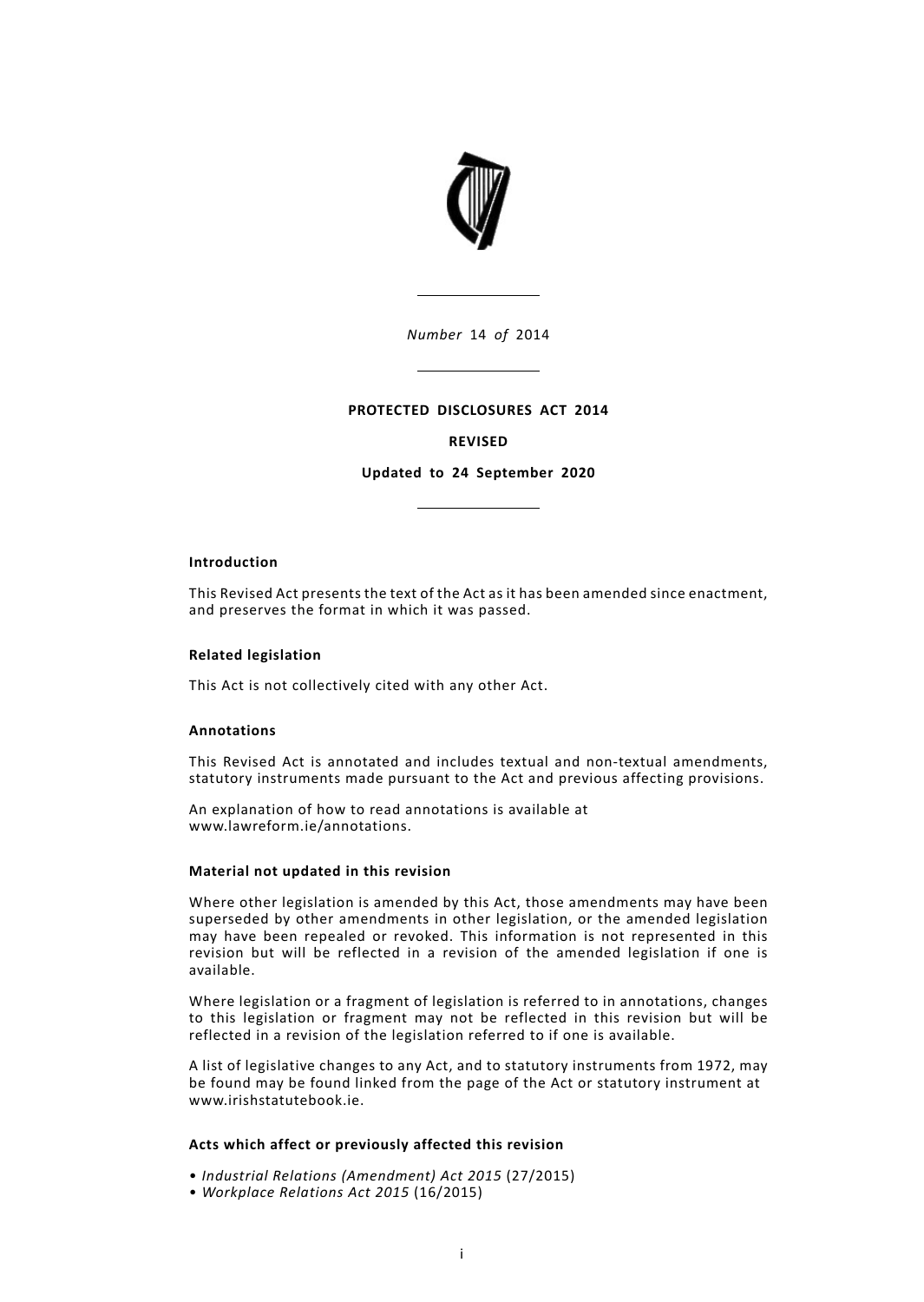*Number* 14 *of* 2014

**PROTECTED DISCLOSURES ACT 2014**

**REVISED**

**Updated to 24 September 2020**

**Introduction**

This Revised Act presents the text of the Act as it has been amended since enactment, and preserves the format in which it was passed.

**Related legislation**

This Act is not collectively cited with any other Act.

**Annotations**

This Revised Act is annotated and includes textual and non-textual amendments, statutory instruments made pursuant to the Act and previous affecting provisions.

An explanation of how to read annotations is available at www.lawreform.ie/annotations.

**Material not updated in this revision**

Where other legislation is amended by this Act, those amendments may have been superseded by other amendments in other legislation, or the amended legislation may have been repealed or revoked. This information is not represented in this revision but will be reflected in a revision of the amended legislation if one is available.

Where legislation or a fragment of legislation is referred to in annotations, changes to this legislation or fragment may not be reflected in this revision but will be reflected in a revision of the legislation referred to if one is available.

A list of legislative changes to any Act, and to statutory instruments from 1972, may be found may be found linked from the page of the Act or statutory instrument at www.irishstatutebook.ie.

**Acts which affect or previously affected this revision**

- *Industrial Relations (Amendment) Act 2015* (27/2015)
- *Workplace Relations Act 2015* (16/2015)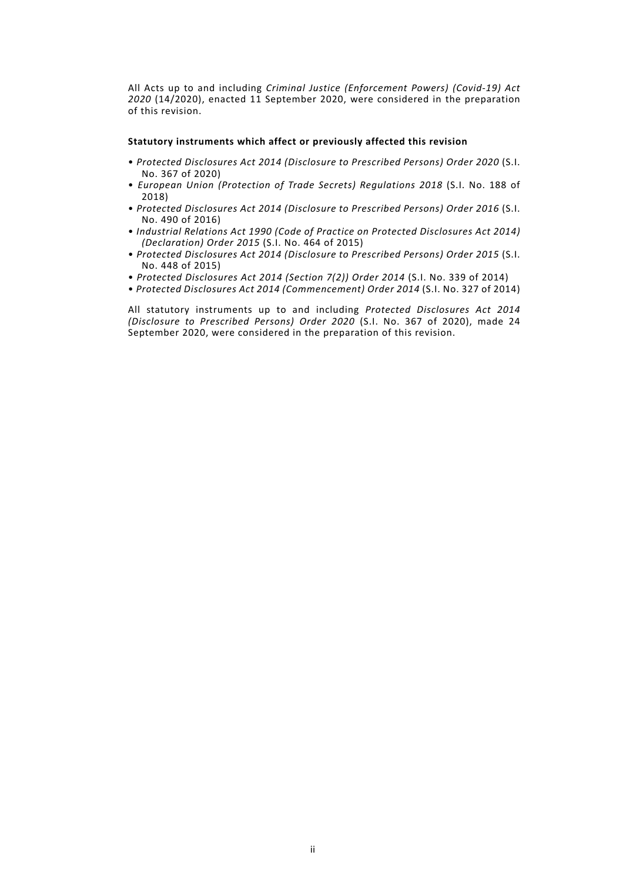All Acts up to and including *Criminal Justice (Enforcement Powers) (Covid-19) Act 2020* (14/2020), enacted 11 September 2020, were considered in the preparation of this revision.

**Statutory instruments which affect or previously affected this revision**

- *Protected Disclosures Act 2014 (Disclosure to Prescribed Persons) Order 2020* (S.I. No. 367 of 2020)
- *European Union (Protection of Trade Secrets) Regulations 2018* (S.I. No. 188 of 2018)
- *Protected Disclosures Act 2014 (Disclosure to Prescribed Persons) Order 2016* (S.I. No. 490 of 2016)
- *Industrial Relations Act 1990 (Code of Practice on Protected Disclosures Act 2014) (Declaration) Order 2015* (S.I. No. 464 of 2015)
- *Protected Disclosures Act 2014 (Disclosure to Prescribed Persons) Order 2015* (S.I. No. 448 of 2015)
- *Protected Disclosures Act 2014 (Section 7(2)) Order 2014* (S.I. No. 339 of 2014)
- *Protected Disclosures Act 2014 (Commencement) Order 2014* (S.I. No. 327 of 2014)

All statutory instruments up to and including *Protected Disclosures Act 2014 (Disclosure to Prescribed Persons) Order 2020* (S.I. No. 367 of 2020), made 24 September 2020, were considered in the preparation of this revision.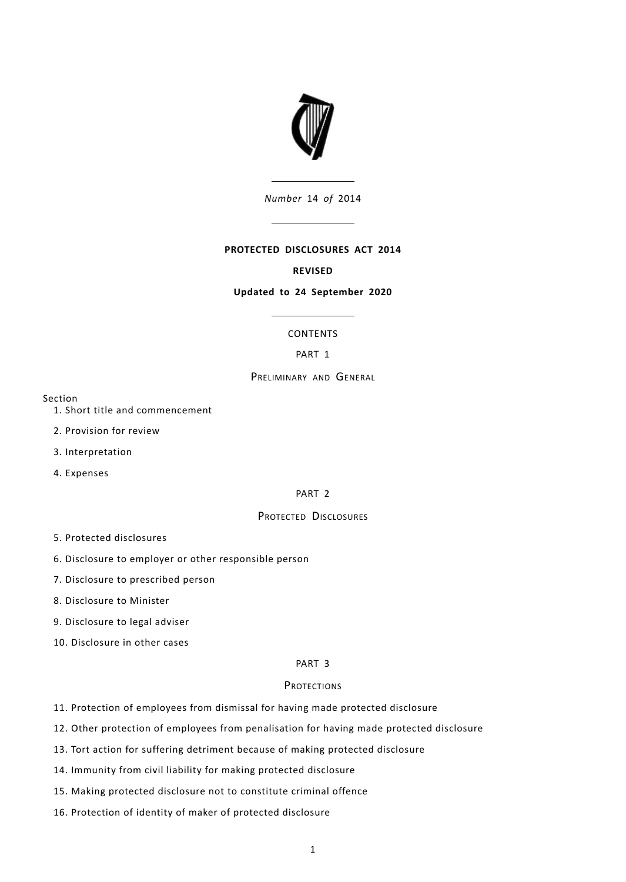*Number* 14 *of* 2014

**PROTECTED DISCLOSURES ACT 2014**

**REVISED**

**Updated to 24 September 2020**

CONTENTS

PART 1

PRELIMINARY AND GENERAL

Section

1. Short title and commencement
2. Provision for review
3. Interpretation
4. Expenses

PART 2

PROTECTED DISCLOSURES

5. Protected disclosures
6. Disclosure to employer or other responsible person
7. Disclosure to prescribed person
8. Disclosure to Minister
9. Disclosure to legal adviser
10. Disclosure in other cases

PART 3

PROTECTIONS

11. Protection of employees from dismissal for having made protected disclosure
12. Other protection of employees from penalisation for having made protected disclosure
13. Tort action for suffering detriment because of making protected disclosure
14. Immunity from civil liability for making protected disclosure
15. Making protected disclosure not to constitute criminal offence
16. Protection of identity of maker of protected disclosure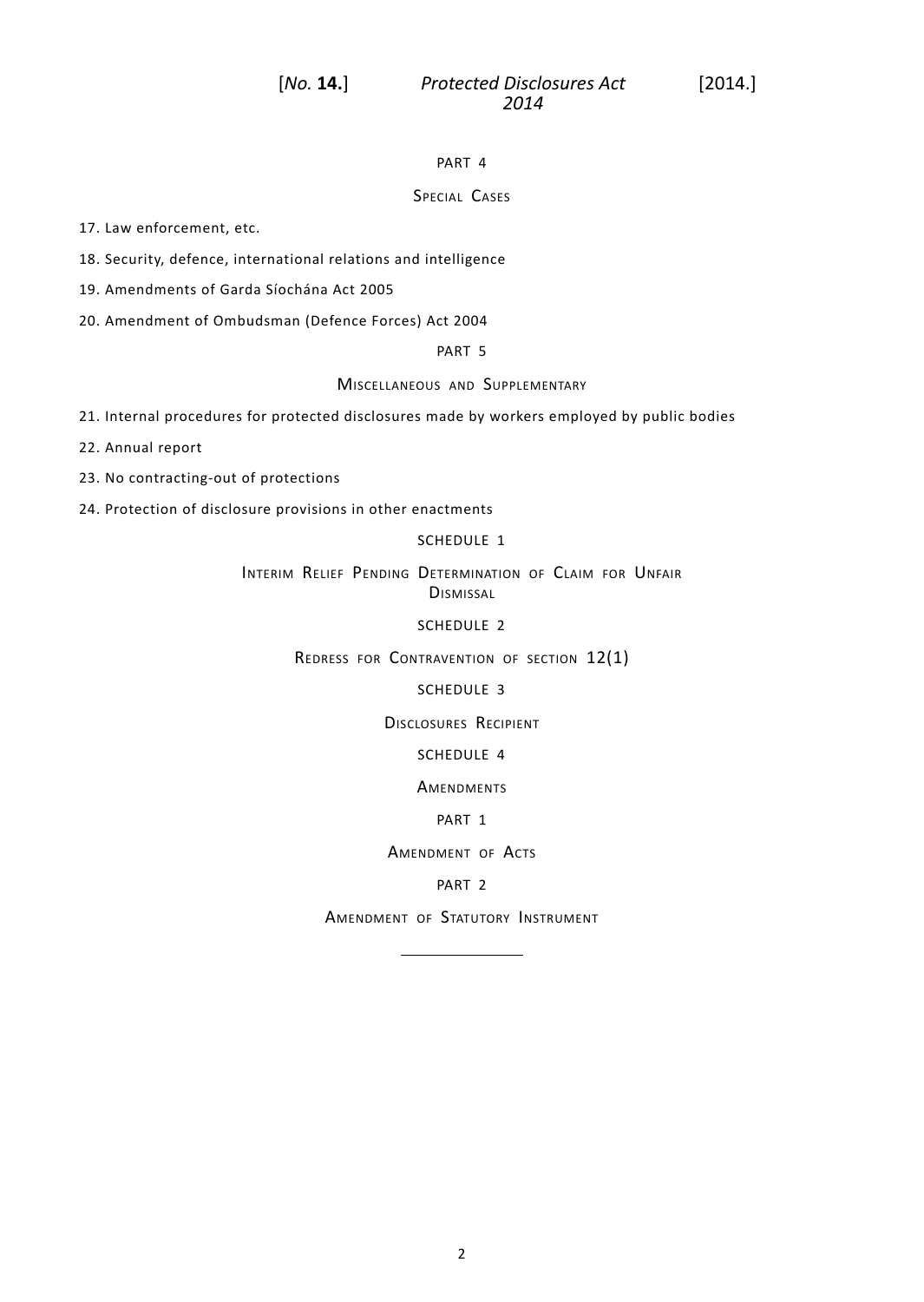PART 4

SPECIAL CASES

17. Law enforcement, etc.

18. Security, defence, international relations and intelligence

19. Amendments of Garda Síochána Act 2005

20. Amendment of Ombudsman (Defence Forces) Act 2004

PART 5

MISCELLANEOUS AND SUPPLEMENTARY

21. Internal procedures for protected disclosures made by workers employed by public bodies

22. Annual report

23. No contracting-out of protections

24. Protection of disclosure provisions in other enactments

SCHEDULE 1

INTERIM RELIEF PENDING DETERMINATION OF CLAIM FOR UNFAIR DISMISSAL

SCHEDULE 2

REDRESS FOR CONTRAVENTION OF SECTION 12(1)

SCHEDULE 3

DISCLOSURES RECIPIENT

SCHEDULE 4

AMENDMENTS

PART 1

AMENDMENT OF ACTS

PART 2

AMENDMENT OF STATUTORY INSTRUMENT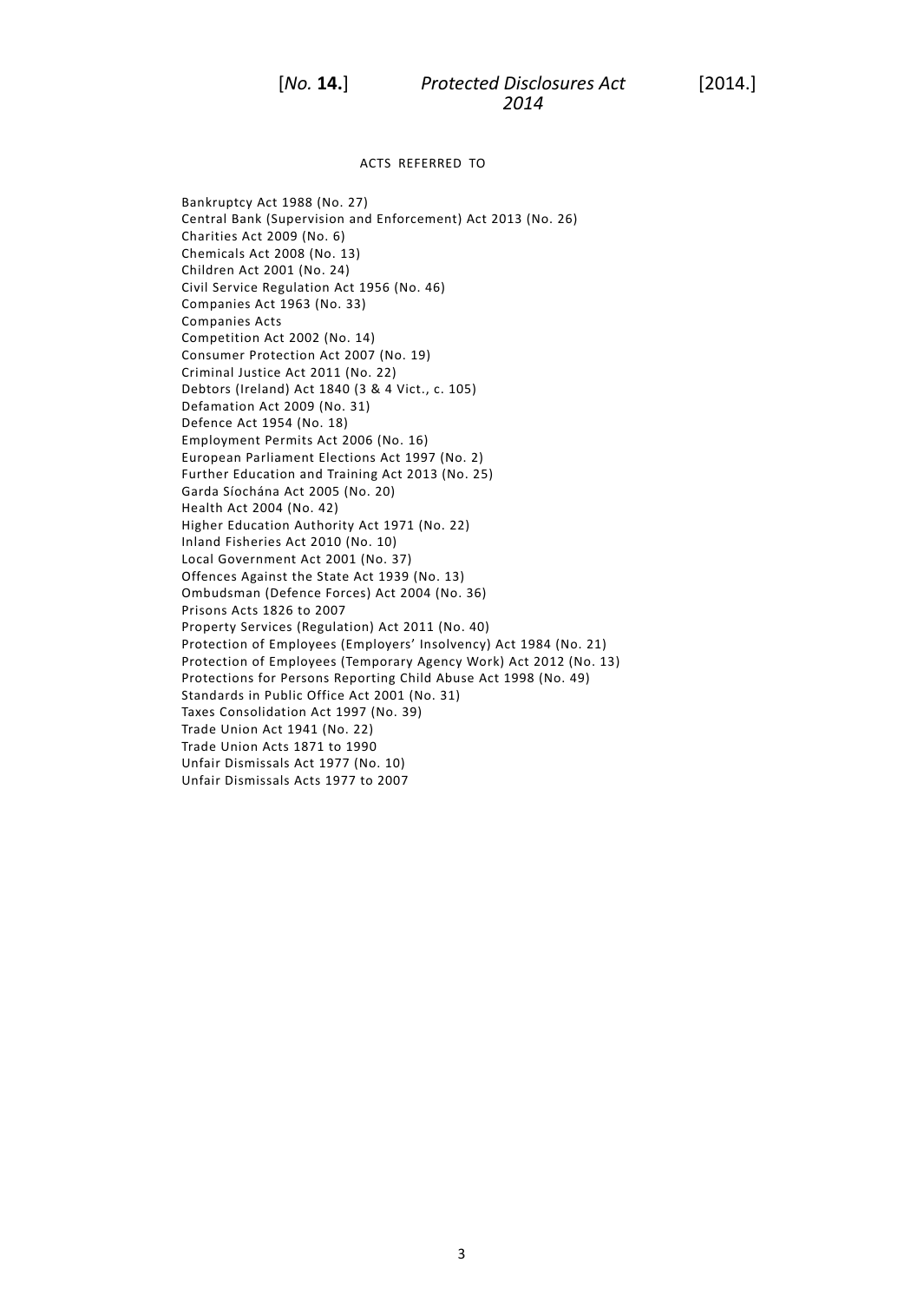ACTS REFERRED TO

Bankruptcy Act 1988 (No. 27)
Central Bank (Supervision and Enforcement) Act 2013 (No. 26)
Charities Act 2009 (No. 6)
Chemicals Act 2008 (No. 13)
Children Act 2001 (No. 24)
Civil Service Regulation Act 1956 (No. 46)
Companies Act 1963 (No. 33)
Companies Acts
Competition Act 2002 (No. 14)
Consumer Protection Act 2007 (No. 19)
Criminal Justice Act 2011 (No. 22)
Debtors (Ireland) Act 1840 (3 & 4 Vict., c. 105)
Defamation Act 2009 (No. 31)
Defence Act 1954 (No. 18)
Employment Permits Act 2006 (No. 16)
European Parliament Elections Act 1997 (No. 2)
Further Education and Training Act 2013 (No. 25)
Garda Síochána Act 2005 (No. 20)
Health Act 2004 (No. 42)
Higher Education Authority Act 1971 (No. 22)
Inland Fisheries Act 2010 (No. 10)
Local Government Act 2001 (No. 37)
Offences Against the State Act 1939 (No. 13)
Ombudsman (Defence Forces) Act 2004 (No. 36)
Prisons Acts 1826 to 2007
Property Services (Regulation) Act 2011 (No. 40)
Protection of Employees (Employers' Insolvency) Act 1984 (No. 21)
Protection of Employees (Temporary Agency Work) Act 2012 (No. 13)
Protections for Persons Reporting Child Abuse Act 1998 (No. 49)
Standards in Public Office Act 2001 (No. 31)
Taxes Consolidation Act 1997 (No. 39)
Trade Union Act 1941 (No. 22)
Trade Union Acts 1871 to 1990
Unfair Dismissals Act 1977 (No. 10)
Unfair Dismissals Acts 1977 to 2007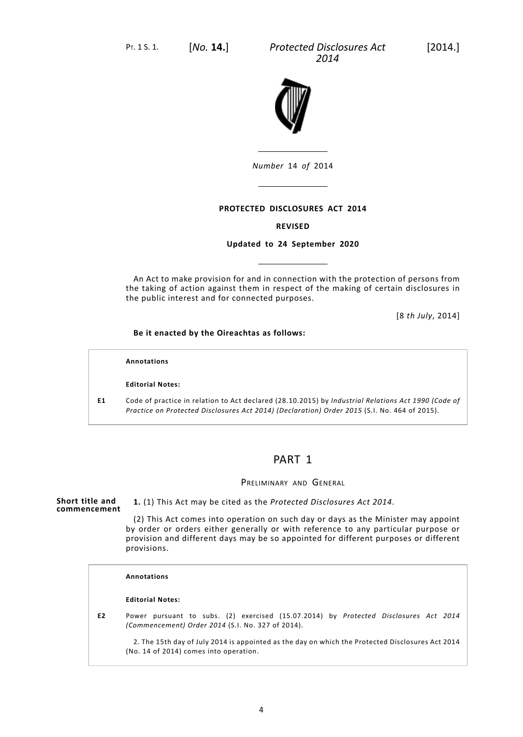*Number* 14 *of* 2014

**PROTECTED DISCLOSURES ACT 2014**

**REVISED**

**Updated to 24 September 2020**

An Act to make provision for and in connection with the protection of persons from the taking of action against them in respect of the making of certain disclosures in the public interest and for connected purposes.

[8 *th July*, 2014]

**Be it enacted by the Oireachtas as follows:**

> **Annotations**
>
> **Editorial Notes:**
>
> **E1** Code of practice in relation to Act declared (28.10.2015) by *Industrial Relations Act 1990 (Code of Practice on Protected Disclosures Act 2014) (Declaration) Order 2015* (S.I. No. 464 of 2015).

# PART 1

## Preliminary and General

**Short title and commencement**

**1.** (1) This Act may be cited as the *Protected Disclosures Act 2014*.

(2) This Act comes into operation on such day or days as the Minister may appoint by order or orders either generally or with reference to any particular purpose or provision and different days may be so appointed for different purposes or different provisions.

> **Annotations**
>
> **Editorial Notes:**
>
> **E2** Power pursuant to subs. (2) exercised (15.07.2014) by *Protected Disclosures Act 2014 (Commencement) Order 2014* (S.I. No. 327 of 2014).
>
> 2. The 15th day of July 2014 is appointed as the day on which the Protected Disclosures Act 2014 (No. 14 of 2014) comes into operation.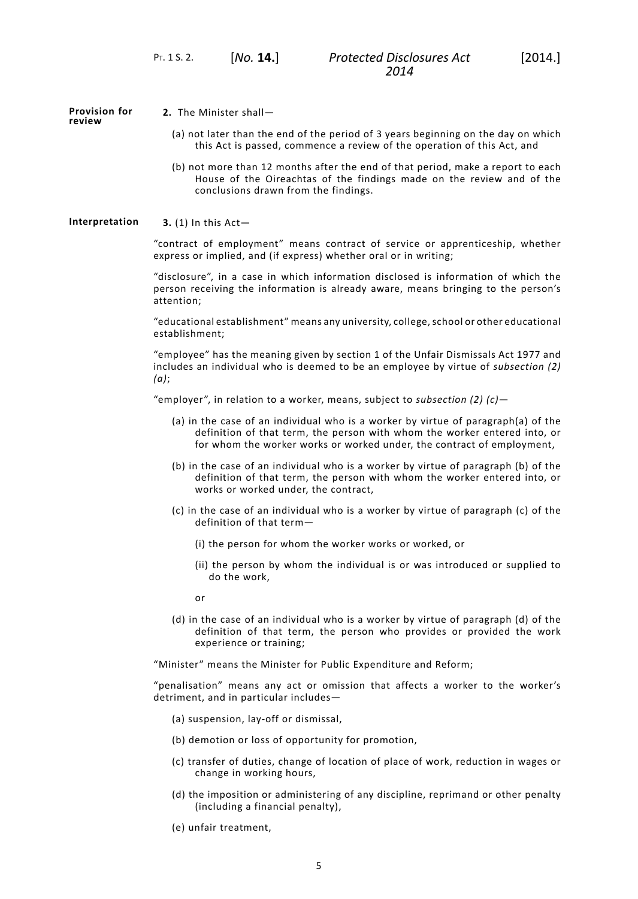**Provision for review**

**2.** The Minister shall—

(a) not later than the end of the period of 3 years beginning on the day on which this Act is passed, commence a review of the operation of this Act, and

(b) not more than 12 months after the end of that period, make a report to each House of the Oireachtas of the findings made on the review and of the conclusions drawn from the findings.

**Interpretation**

**3.** (1) In this Act—

"contract of employment" means contract of service or apprenticeship, whether express or implied, and (if express) whether oral or in writing;

"disclosure", in a case in which information disclosed is information of which the person receiving the information is already aware, means bringing to the person's attention;

"educational establishment" means any university, college, school or other educational establishment;

"employee" has the meaning given by section 1 of the Unfair Dismissals Act 1977 and includes an individual who is deemed to be an employee by virtue of *subsection (2) (a)*;

"employer", in relation to a worker, means, subject to *subsection (2) (c)*—

(a) in the case of an individual who is a worker by virtue of paragraph(a) of the definition of that term, the person with whom the worker entered into, or for whom the worker works or worked under, the contract of employment,

(b) in the case of an individual who is a worker by virtue of paragraph (b) of the definition of that term, the person with whom the worker entered into, or works or worked under, the contract,

(c) in the case of an individual who is a worker by virtue of paragraph (c) of the definition of that term—

(i) the person for whom the worker works or worked, or

(ii) the person by whom the individual is or was introduced or supplied to do the work,

or

(d) in the case of an individual who is a worker by virtue of paragraph (d) of the definition of that term, the person who provides or provided the work experience or training;

"Minister" means the Minister for Public Expenditure and Reform;

"penalisation" means any act or omission that affects a worker to the worker's detriment, and in particular includes—

(a) suspension, lay-off or dismissal,

(b) demotion or loss of opportunity for promotion,

(c) transfer of duties, change of location of place of work, reduction in wages or change in working hours,

(d) the imposition or administering of any discipline, reprimand or other penalty (including a financial penalty),

(e) unfair treatment,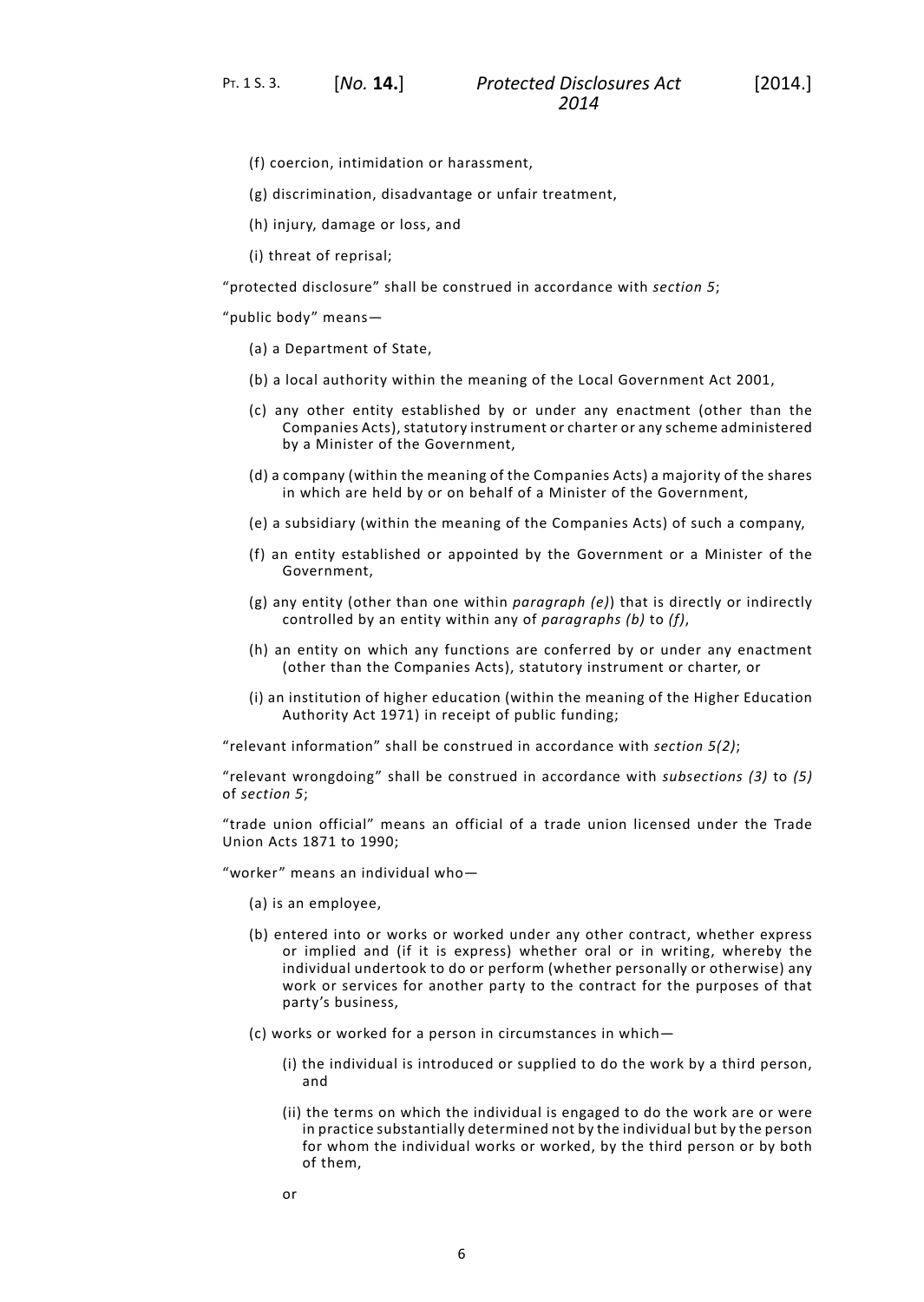(f) coercion, intimidation or harassment,

(g) discrimination, disadvantage or unfair treatment,

(h) injury, damage or loss, and

(i) threat of reprisal;

“protected disclosure” shall be construed in accordance with *section 5*;

“public body” means—

(a) a Department of State,

(b) a local authority within the meaning of the Local Government Act 2001,

(c) any other entity established by or under any enactment (other than the Companies Acts), statutory instrument or charter or any scheme administered by a Minister of the Government,

(d) a company (within the meaning of the Companies Acts) a majority of the shares in which are held by or on behalf of a Minister of the Government,

(e) a subsidiary (within the meaning of the Companies Acts) of such a company,

(f) an entity established or appointed by the Government or a Minister of the Government,

(g) any entity (other than one within *paragraph (e)*) that is directly or indirectly controlled by an entity within any of *paragraphs (b)* to *(f)*,

(h) an entity on which any functions are conferred by or under any enactment (other than the Companies Acts), statutory instrument or charter, or

(i) an institution of higher education (within the meaning of the Higher Education Authority Act 1971) in receipt of public funding;

“relevant information” shall be construed in accordance with *section 5(2)*;

“relevant wrongdoing” shall be construed in accordance with *subsections (3)* to *(5)* of *section 5*;

“trade union official” means an official of a trade union licensed under the Trade Union Acts 1871 to 1990;

“worker” means an individual who—

(a) is an employee,

(b) entered into or works or worked under any other contract, whether express or implied and (if it is express) whether oral or in writing, whereby the individual undertook to do or perform (whether personally or otherwise) any work or services for another party to the contract for the purposes of that party’s business,

(c) works or worked for a person in circumstances in which—

(i) the individual is introduced or supplied to do the work by a third person, and

(ii) the terms on which the individual is engaged to do the work are or were in practice substantially determined not by the individual but by the person for whom the individual works or worked, by the third person or by both of them,

or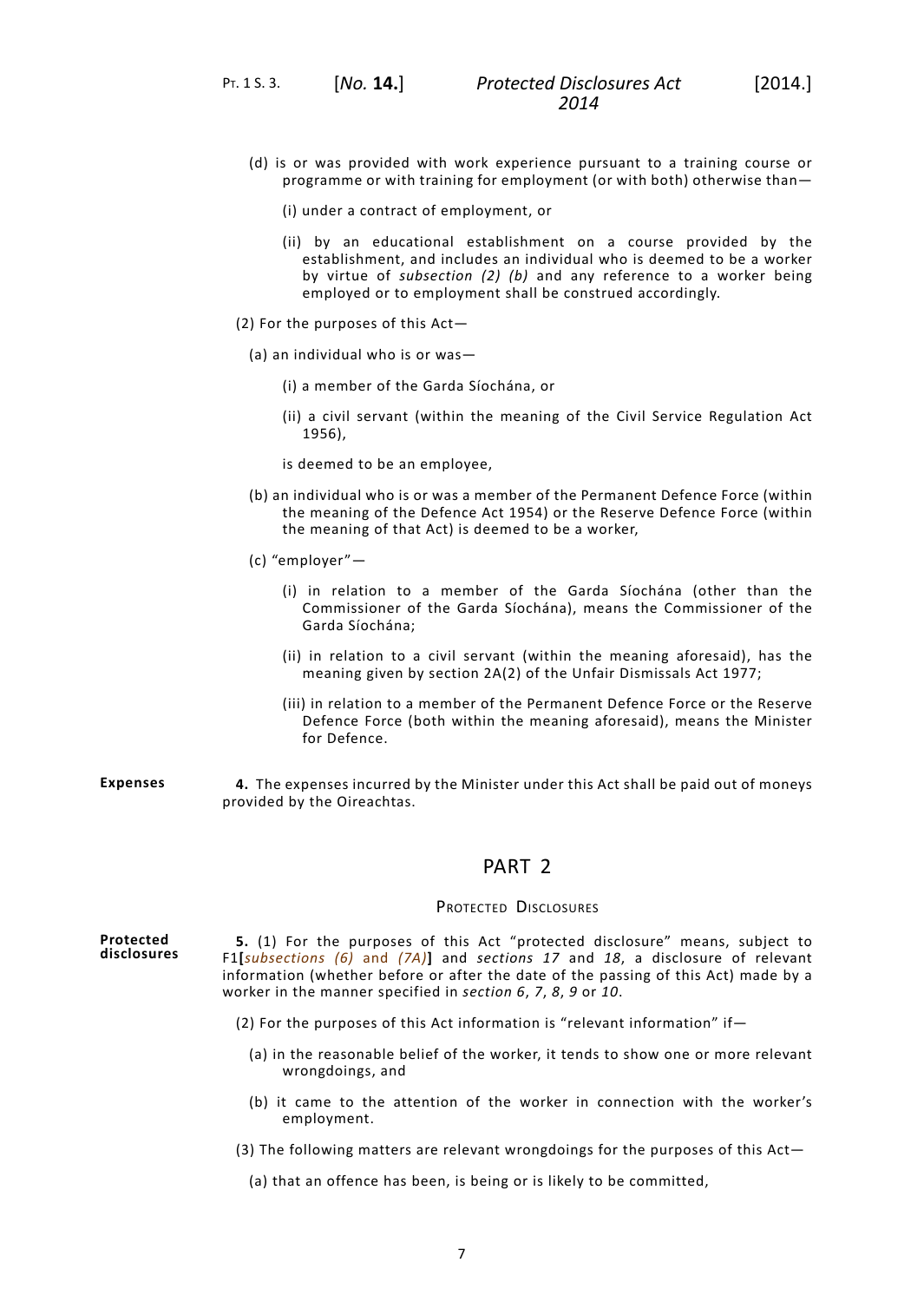(d) is or was provided with work experience pursuant to a training course or programme or with training for employment (or with both) otherwise than—

(i) under a contract of employment, or

(ii) by an educational establishment on a course provided by the establishment, and includes an individual who is deemed to be a worker by virtue of *subsection (2) (b)* and any reference to a worker being employed or to employment shall be construed accordingly.

(2) For the purposes of this Act—

(a) an individual who is or was—

(i) a member of the Garda Síochána, or

(ii) a civil servant (within the meaning of the Civil Service Regulation Act 1956),

is deemed to be an employee,

(b) an individual who is or was a member of the Permanent Defence Force (within the meaning of the Defence Act 1954) or the Reserve Defence Force (within the meaning of that Act) is deemed to be a worker,

(c) "employer"—

(i) in relation to a member of the Garda Síochána (other than the Commissioner of the Garda Síochána), means the Commissioner of the Garda Síochána;

(ii) in relation to a civil servant (within the meaning aforesaid), has the meaning given by section 2A(2) of the Unfair Dismissals Act 1977;

(iii) in relation to a member of the Permanent Defence Force or the Reserve Defence Force (both within the meaning aforesaid), means the Minister for Defence.

**Expenses**

**4.** The expenses incurred by the Minister under this Act shall be paid out of moneys provided by the Oireachtas.

## PART 2

### Protected Disclosures

**Protected disclosures**

**5.** (1) For the purposes of this Act "protected disclosure" means, subject to F1**[***subsections (6)* and *(7A)***]** and *sections 17* and *18*, a disclosure of relevant information (whether before or after the date of the passing of this Act) made by a worker in the manner specified in *section 6*, *7*, *8*, *9* or *10*.

(2) For the purposes of this Act information is "relevant information" if—

(a) in the reasonable belief of the worker, it tends to show one or more relevant wrongdoings, and

(b) it came to the attention of the worker in connection with the worker's employment.

(3) The following matters are relevant wrongdoings for the purposes of this Act—

(a) that an offence has been, is being or is likely to be committed,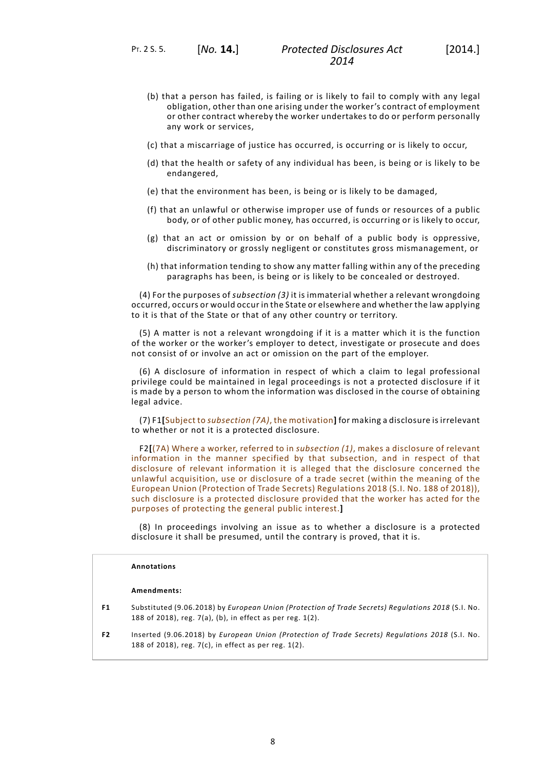(b) that a person has failed, is failing or is likely to fail to comply with any legal obligation, other than one arising under the worker's contract of employment or other contract whereby the worker undertakes to do or perform personally any work or services,

(c) that a miscarriage of justice has occurred, is occurring or is likely to occur,

(d) that the health or safety of any individual has been, is being or is likely to be endangered,

(e) that the environment has been, is being or is likely to be damaged,

(f) that an unlawful or otherwise improper use of funds or resources of a public body, or of other public money, has occurred, is occurring or is likely to occur,

(g) that an act or omission by or on behalf of a public body is oppressive, discriminatory or grossly negligent or constitutes gross mismanagement, or

(h) that information tending to show any matter falling within any of the preceding paragraphs has been, is being or is likely to be concealed or destroyed.

(4) For the purposes of *subsection (3)* it is immaterial whether a relevant wrongdoing occurred, occurs or would occur in the State or elsewhere and whether the law applying to it is that of the State or that of any other country or territory.

(5) A matter is not a relevant wrongdoing if it is a matter which it is the function of the worker or the worker's employer to detect, investigate or prosecute and does not consist of or involve an act or omission on the part of the employer.

(6) A disclosure of information in respect of which a claim to legal professional privilege could be maintained in legal proceedings is not a protected disclosure if it is made by a person to whom the information was disclosed in the course of obtaining legal advice.

(7) F1**[**Subject to *subsection (7A)*, the motivation**]** for making a disclosure is irrelevant to whether or not it is a protected disclosure.

F2**[**(7A) Where a worker, referred to in *subsection (1)*, makes a disclosure of relevant information in the manner specified by that subsection, and in respect of that disclosure of relevant information it is alleged that the disclosure concerned the unlawful acquisition, use or disclosure of a trade secret (within the meaning of the European Union (Protection of Trade Secrets) Regulations 2018 (S.I. No. 188 of 2018)), such disclosure is a protected disclosure provided that the worker has acted for the purposes of protecting the general public interest.**]**

(8) In proceedings involving an issue as to whether a disclosure is a protected disclosure it shall be presumed, until the contrary is proved, that it is.

**Annotations**

**Amendments:**

**F1** Substituted (9.06.2018) by *European Union (Protection of Trade Secrets) Regulations 2018* (S.I. No. 188 of 2018), reg. 7(a), (b), in effect as per reg. 1(2).

**F2** Inserted (9.06.2018) by *European Union (Protection of Trade Secrets) Regulations 2018* (S.I. No. 188 of 2018), reg. 7(c), in effect as per reg. 1(2).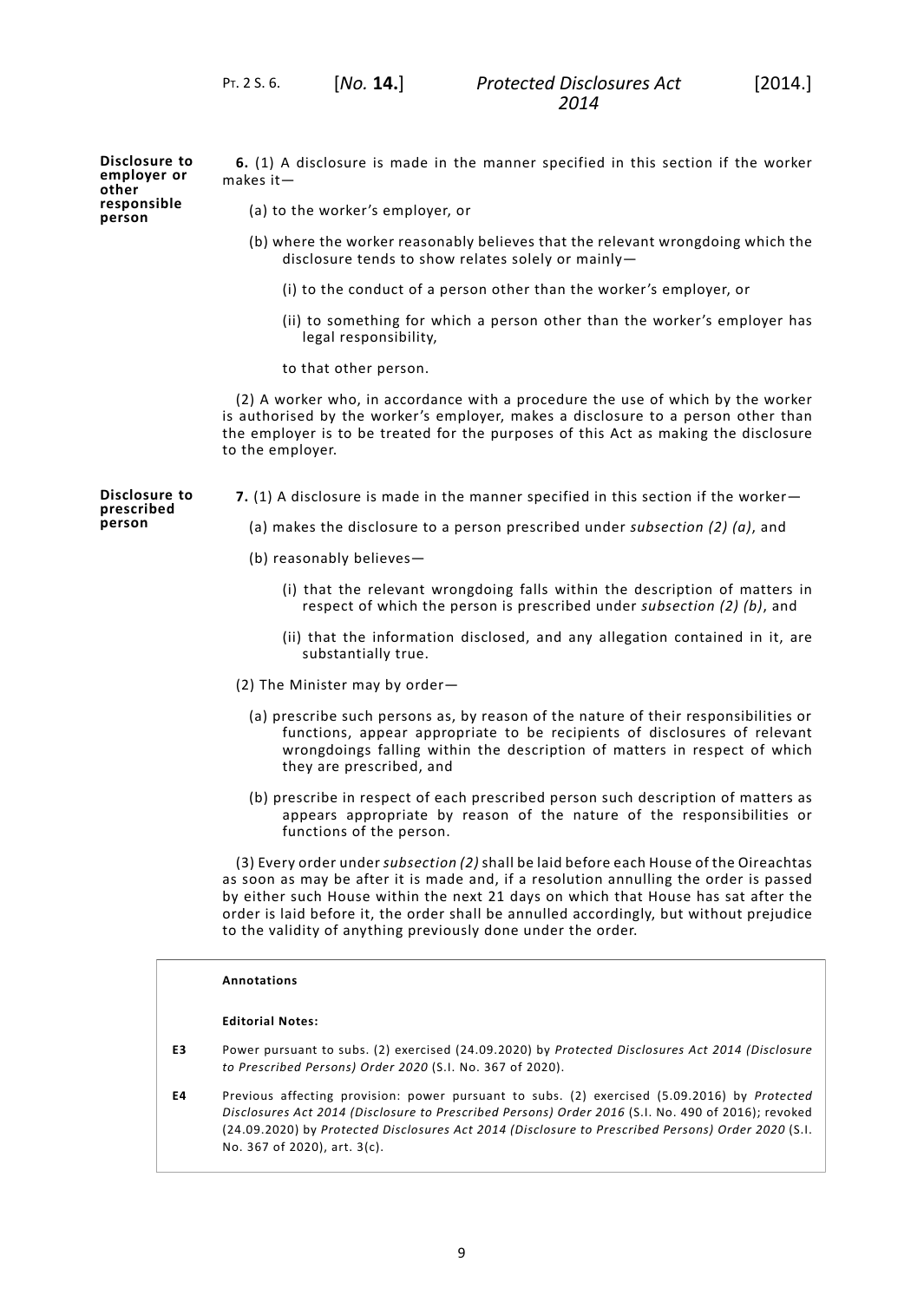**Disclosure to employer or other responsible person**

**6.** (1) A disclosure is made in the manner specified in this section if the worker makes it—

(a) to the worker's employer, or

(b) where the worker reasonably believes that the relevant wrongdoing which the disclosure tends to show relates solely or mainly—

(i) to the conduct of a person other than the worker's employer, or

(ii) to something for which a person other than the worker's employer has legal responsibility,

to that other person.

(2) A worker who, in accordance with a procedure the use of which by the worker is authorised by the worker's employer, makes a disclosure to a person other than the employer is to be treated for the purposes of this Act as making the disclosure to the employer.

**Disclosure to prescribed person**

**7.** (1) A disclosure is made in the manner specified in this section if the worker—

(a) makes the disclosure to a person prescribed under *subsection (2) (a)*, and

(b) reasonably believes—

(i) that the relevant wrongdoing falls within the description of matters in respect of which the person is prescribed under *subsection (2) (b)*, and

(ii) that the information disclosed, and any allegation contained in it, are substantially true.

(2) The Minister may by order—

(a) prescribe such persons as, by reason of the nature of their responsibilities or functions, appear appropriate to be recipients of disclosures of relevant wrongdoings falling within the description of matters in respect of which they are prescribed, and

(b) prescribe in respect of each prescribed person such description of matters as appears appropriate by reason of the nature of the responsibilities or functions of the person.

(3) Every order under *subsection (2)* shall be laid before each House of the Oireachtas as soon as may be after it is made and, if a resolution annulling the order is passed by either such House within the next 21 days on which that House has sat after the order is laid before it, the order shall be annulled accordingly, but without prejudice to the validity of anything previously done under the order.

**Annotations**

**Editorial Notes:**

**E3** Power pursuant to subs. (2) exercised (24.09.2020) by *Protected Disclosures Act 2014 (Disclosure to Prescribed Persons) Order 2020* (S.I. No. 367 of 2020).

**E4** Previous affecting provision: power pursuant to subs. (2) exercised (5.09.2016) by *Protected Disclosures Act 2014 (Disclosure to Prescribed Persons) Order 2016* (S.I. No. 490 of 2016); revoked (24.09.2020) by *Protected Disclosures Act 2014 (Disclosure to Prescribed Persons) Order 2020* (S.I. No. 367 of 2020), art. 3(c).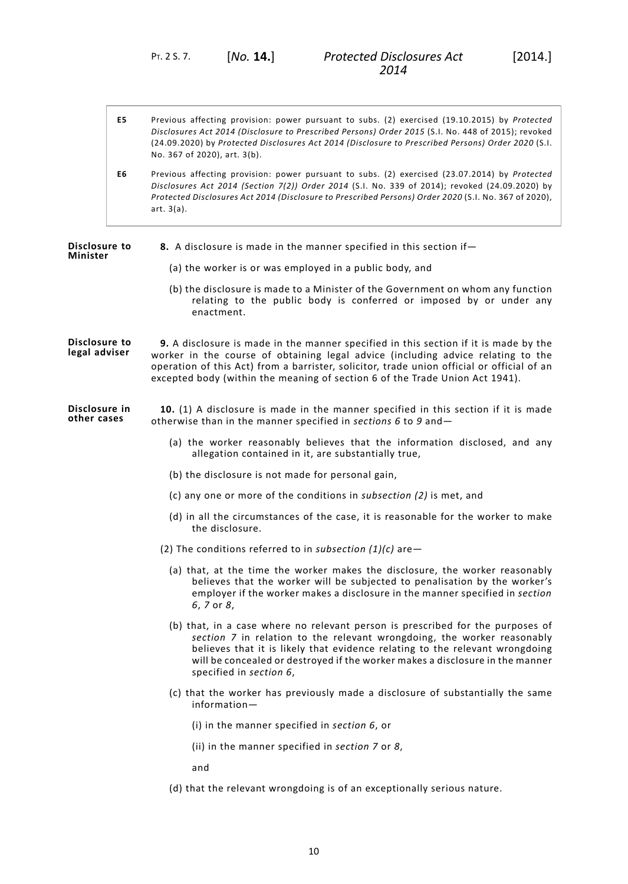**E5** Previous affecting provision: power pursuant to subs. (2) exercised (19.10.2015) by *Protected Disclosures Act 2014 (Disclosure to Prescribed Persons) Order 2015* (S.I. No. 448 of 2015); revoked (24.09.2020) by *Protected Disclosures Act 2014 (Disclosure to Prescribed Persons) Order 2020* (S.I. No. 367 of 2020), art. 3(b).

**E6** Previous affecting provision: power pursuant to subs. (2) exercised (23.07.2014) by *Protected Disclosures Act 2014 (Section 7(2)) Order 2014* (S.I. No. 339 of 2014); revoked (24.09.2020) by *Protected Disclosures Act 2014 (Disclosure to Prescribed Persons) Order 2020* (S.I. No. 367 of 2020), art. 3(a).

**Disclosure to Minister**

**8.** A disclosure is made in the manner specified in this section if—

(a) the worker is or was employed in a public body, and

(b) the disclosure is made to a Minister of the Government on whom any function relating to the public body is conferred or imposed by or under any enactment.

**Disclosure to legal adviser**

**9.** A disclosure is made in the manner specified in this section if it is made by the worker in the course of obtaining legal advice (including advice relating to the operation of this Act) from a barrister, solicitor, trade union official or official of an excepted body (within the meaning of section 6 of the Trade Union Act 1941).

**Disclosure in other cases**

**10.** (1) A disclosure is made in the manner specified in this section if it is made otherwise than in the manner specified in *sections 6* to *9* and—

(a) the worker reasonably believes that the information disclosed, and any allegation contained in it, are substantially true,

(b) the disclosure is not made for personal gain,

(c) any one or more of the conditions in *subsection (2)* is met, and

(d) in all the circumstances of the case, it is reasonable for the worker to make the disclosure.

(2) The conditions referred to in *subsection (1)(c)* are—

(a) that, at the time the worker makes the disclosure, the worker reasonably believes that the worker will be subjected to penalisation by the worker's employer if the worker makes a disclosure in the manner specified in *section 6*, *7* or *8*,

(b) that, in a case where no relevant person is prescribed for the purposes of *section 7* in relation to the relevant wrongdoing, the worker reasonably believes that it is likely that evidence relating to the relevant wrongdoing will be concealed or destroyed if the worker makes a disclosure in the manner specified in *section 6*,

(c) that the worker has previously made a disclosure of substantially the same information—

(i) in the manner specified in *section 6*, or

(ii) in the manner specified in *section 7* or *8*,

and

(d) that the relevant wrongdoing is of an exceptionally serious nature.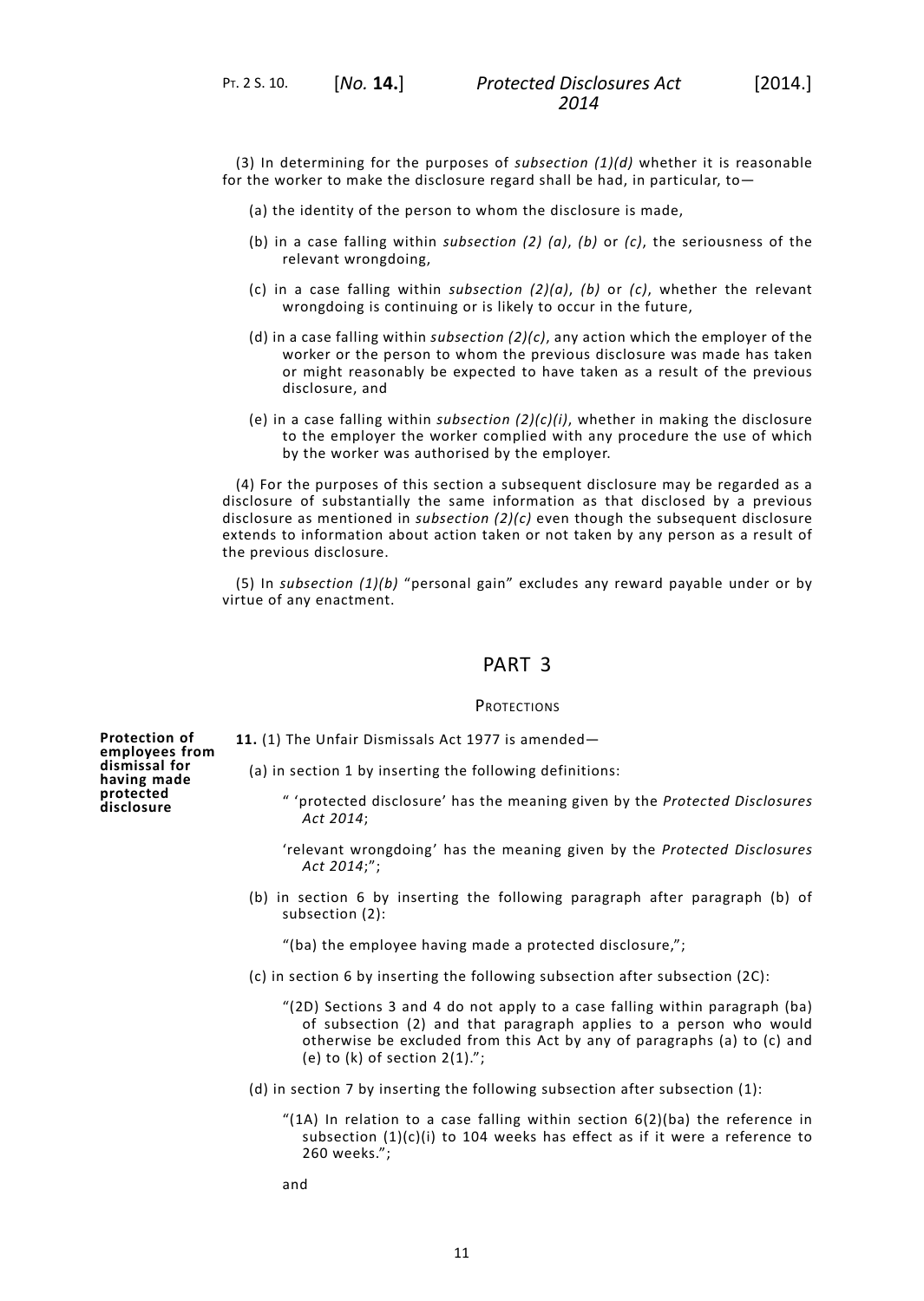(3) In determining for the purposes of *subsection (1)(d)* whether it is reasonable for the worker to make the disclosure regard shall be had, in particular, to—

(a) the identity of the person to whom the disclosure is made,

(b) in a case falling within *subsection (2) (a)*, *(b)* or *(c)*, the seriousness of the relevant wrongdoing,

(c) in a case falling within *subsection (2)(a)*, *(b)* or *(c)*, whether the relevant wrongdoing is continuing or is likely to occur in the future,

(d) in a case falling within *subsection (2)(c)*, any action which the employer of the worker or the person to whom the previous disclosure was made has taken or might reasonably be expected to have taken as a result of the previous disclosure, and

(e) in a case falling within *subsection (2)(c)(i)*, whether in making the disclosure to the employer the worker complied with any procedure the use of which by the worker was authorised by the employer.

(4) For the purposes of this section a subsequent disclosure may be regarded as a disclosure of substantially the same information as that disclosed by a previous disclosure as mentioned in *subsection (2)(c)* even though the subsequent disclosure extends to information about action taken or not taken by any person as a result of the previous disclosure.

(5) In *subsection (1)(b)* "personal gain" excludes any reward payable under or by virtue of any enactment.

## PART 3

### Protections

**Protection of employees from dismissal for having made protected disclosure**

**11.** (1) The Unfair Dismissals Act 1977 is amended—

(a) in section 1 by inserting the following definitions:

" 'protected disclosure' has the meaning given by the *Protected Disclosures Act 2014*;

'relevant wrongdoing' has the meaning given by the *Protected Disclosures Act 2014*;";

(b) in section 6 by inserting the following paragraph after paragraph (b) of subsection (2):

"(ba) the employee having made a protected disclosure,";

(c) in section 6 by inserting the following subsection after subsection (2C):

"(2D) Sections 3 and 4 do not apply to a case falling within paragraph (ba) of subsection (2) and that paragraph applies to a person who would otherwise be excluded from this Act by any of paragraphs (a) to (c) and (e) to (k) of section 2(1).";

(d) in section 7 by inserting the following subsection after subsection (1):

"(1A) In relation to a case falling within section 6(2)(ba) the reference in subsection (1)(c)(i) to 104 weeks has effect as if it were a reference to 260 weeks.";

and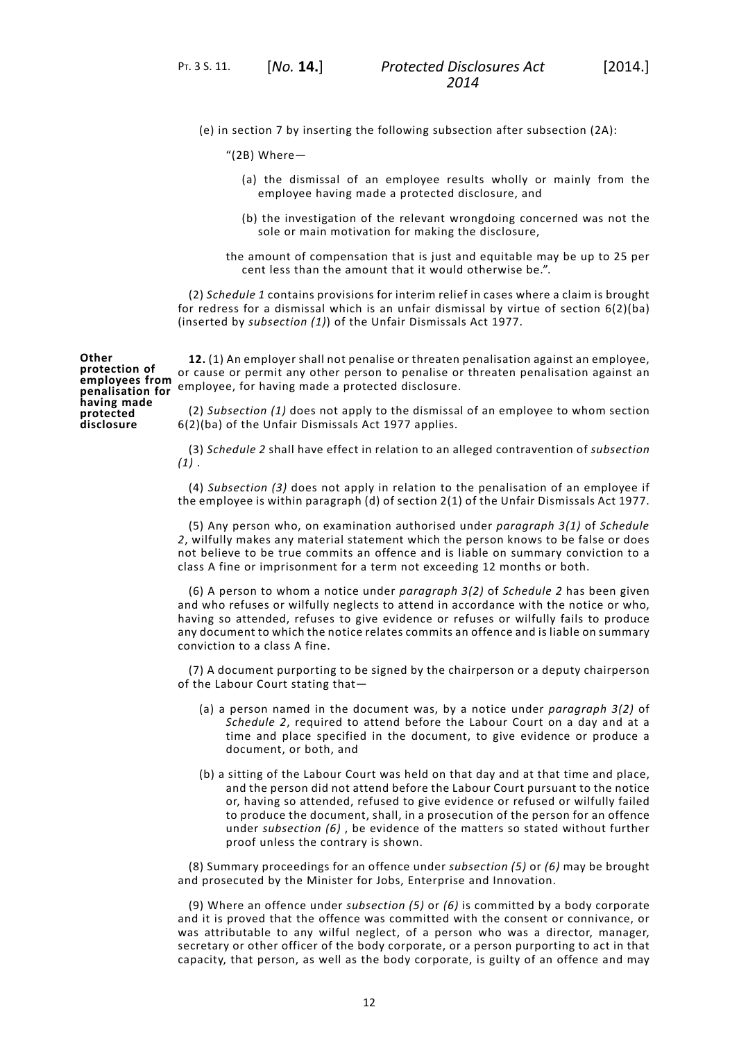(e) in section 7 by inserting the following subsection after subsection (2A):

"(2B) Where—

(a) the dismissal of an employee results wholly or mainly from the employee having made a protected disclosure, and

(b) the investigation of the relevant wrongdoing concerned was not the sole or main motivation for making the disclosure,

the amount of compensation that is just and equitable may be up to 25 per cent less than the amount that it would otherwise be.".

(2) *Schedule 1* contains provisions for interim relief in cases where a claim is brought for redress for a dismissal which is an unfair dismissal by virtue of section 6(2)(ba) (inserted by *subsection (1)*) of the Unfair Dismissals Act 1977.

**Other protection of employees from penalisation for having made protected disclosure**

**12.** (1) An employer shall not penalise or threaten penalisation against an employee, or cause or permit any other person to penalise or threaten penalisation against an employee, for having made a protected disclosure.

(2) *Subsection (1)* does not apply to the dismissal of an employee to whom section 6(2)(ba) of the Unfair Dismissals Act 1977 applies.

(3) *Schedule 2* shall have effect in relation to an alleged contravention of *subsection (1)* .

(4) *Subsection (3)* does not apply in relation to the penalisation of an employee if the employee is within paragraph (d) of section 2(1) of the Unfair Dismissals Act 1977.

(5) Any person who, on examination authorised under *paragraph 3(1)* of *Schedule 2*, wilfully makes any material statement which the person knows to be false or does not believe to be true commits an offence and is liable on summary conviction to a class A fine or imprisonment for a term not exceeding 12 months or both.

(6) A person to whom a notice under *paragraph 3(2)* of *Schedule 2* has been given and who refuses or wilfully neglects to attend in accordance with the notice or who, having so attended, refuses to give evidence or refuses or wilfully fails to produce any document to which the notice relates commits an offence and is liable on summary conviction to a class A fine.

(7) A document purporting to be signed by the chairperson or a deputy chairperson of the Labour Court stating that—

(a) a person named in the document was, by a notice under *paragraph 3(2)* of *Schedule 2*, required to attend before the Labour Court on a day and at a time and place specified in the document, to give evidence or produce a document, or both, and

(b) a sitting of the Labour Court was held on that day and at that time and place, and the person did not attend before the Labour Court pursuant to the notice or, having so attended, refused to give evidence or refused or wilfully failed to produce the document, shall, in a prosecution of the person for an offence under *subsection (6)* , be evidence of the matters so stated without further proof unless the contrary is shown.

(8) Summary proceedings for an offence under *subsection (5)* or *(6)* may be brought and prosecuted by the Minister for Jobs, Enterprise and Innovation.

(9) Where an offence under *subsection (5)* or *(6)* is committed by a body corporate and it is proved that the offence was committed with the consent or connivance, or was attributable to any wilful neglect, of a person who was a director, manager, secretary or other officer of the body corporate, or a person purporting to act in that capacity, that person, as well as the body corporate, is guilty of an offence and may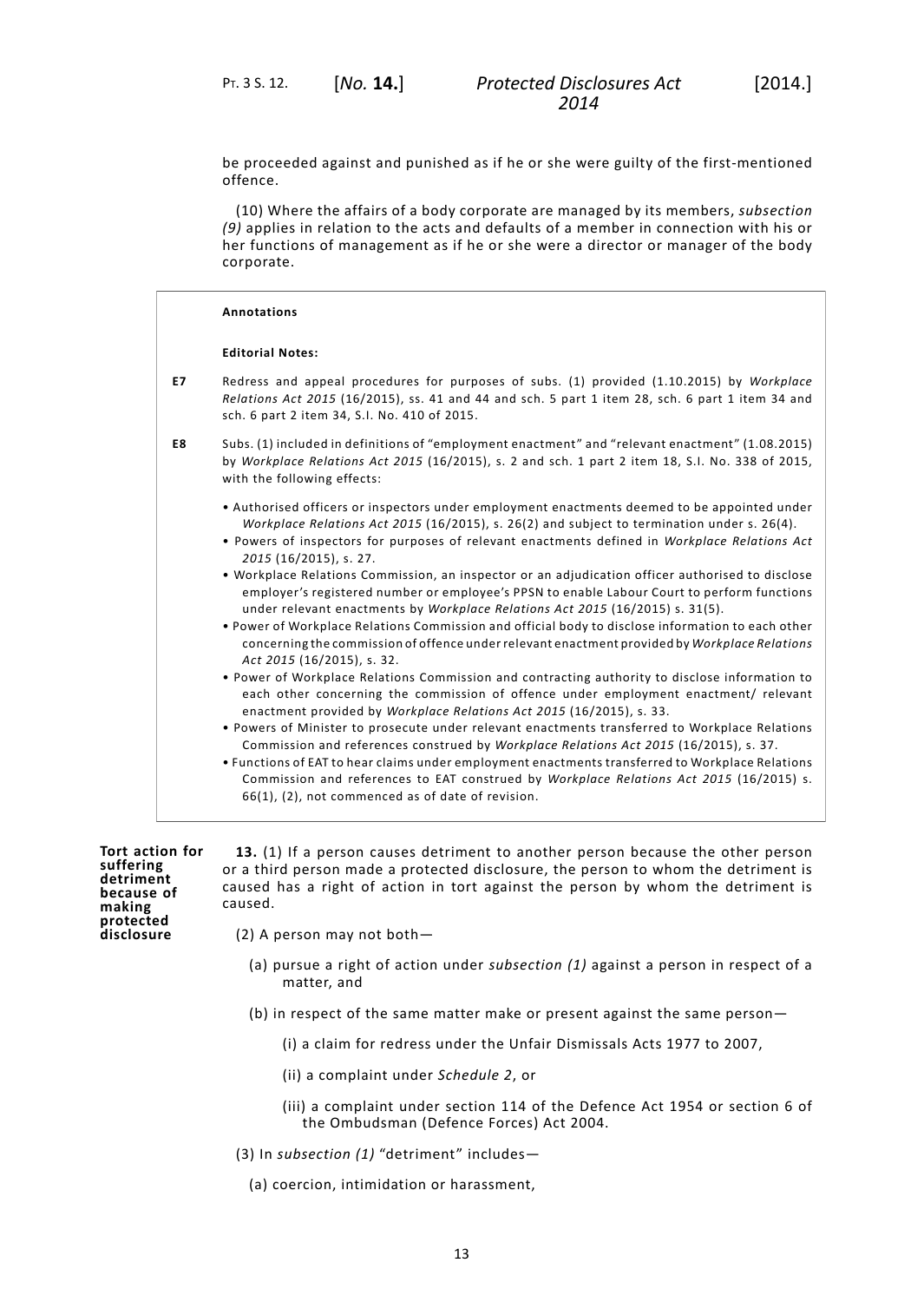be proceeded against and punished as if he or she were guilty of the first-mentioned offence.

(10) Where the affairs of a body corporate are managed by its members, *subsection (9)* applies in relation to the acts and defaults of a member in connection with his or her functions of management as if he or she were a director or manager of the body corporate.

**Annotations**

**Editorial Notes:**

**E7** Redress and appeal procedures for purposes of subs. (1) provided (1.10.2015) by *Workplace Relations Act 2015* (16/2015), ss. 41 and 44 and sch. 5 part 1 item 28, sch. 6 part 1 item 34 and sch. 6 part 2 item 34, S.I. No. 410 of 2015.

**E8** Subs. (1) included in definitions of "employment enactment" and "relevant enactment" (1.08.2015) by *Workplace Relations Act 2015* (16/2015), s. 2 and sch. 1 part 2 item 18, S.I. No. 338 of 2015, with the following effects:

- Authorised officers or inspectors under employment enactments deemed to be appointed under *Workplace Relations Act 2015* (16/2015), s. 26(2) and subject to termination under s. 26(4).
- Powers of inspectors for purposes of relevant enactments defined in *Workplace Relations Act 2015* (16/2015), s. 27.
- Workplace Relations Commission, an inspector or an adjudication officer authorised to disclose employer's registered number or employee's PPSN to enable Labour Court to perform functions under relevant enactments by *Workplace Relations Act 2015* (16/2015) s. 31(5).
- Power of Workplace Relations Commission and official body to disclose information to each other concerning the commission of offence under relevant enactment provided by *Workplace Relations Act 2015* (16/2015), s. 32.
- Power of Workplace Relations Commission and contracting authority to disclose information to each other concerning the commission of offence under employment enactment/ relevant enactment provided by *Workplace Relations Act 2015* (16/2015), s. 33.
- Powers of Minister to prosecute under relevant enactments transferred to Workplace Relations Commission and references construed by *Workplace Relations Act 2015* (16/2015), s. 37.
- Functions of EAT to hear claims under employment enactments transferred to Workplace Relations Commission and references to EAT construed by *Workplace Relations Act 2015* (16/2015) s. 66(1), (2), not commenced as of date of revision.

**Tort action for suffering detriment because of making protected disclosure**

**13.** (1) If a person causes detriment to another person because the other person or a third person made a protected disclosure, the person to whom the detriment is caused has a right of action in tort against the person by whom the detriment is caused.

(2) A person may not both—

(a) pursue a right of action under *subsection (1)* against a person in respect of a matter, and

(b) in respect of the same matter make or present against the same person—

(i) a claim for redress under the Unfair Dismissals Acts 1977 to 2007,

(ii) a complaint under *Schedule 2*, or

(iii) a complaint under section 114 of the Defence Act 1954 or section 6 of the Ombudsman (Defence Forces) Act 2004.

(3) In *subsection (1)* "detriment" includes—

(a) coercion, intimidation or harassment,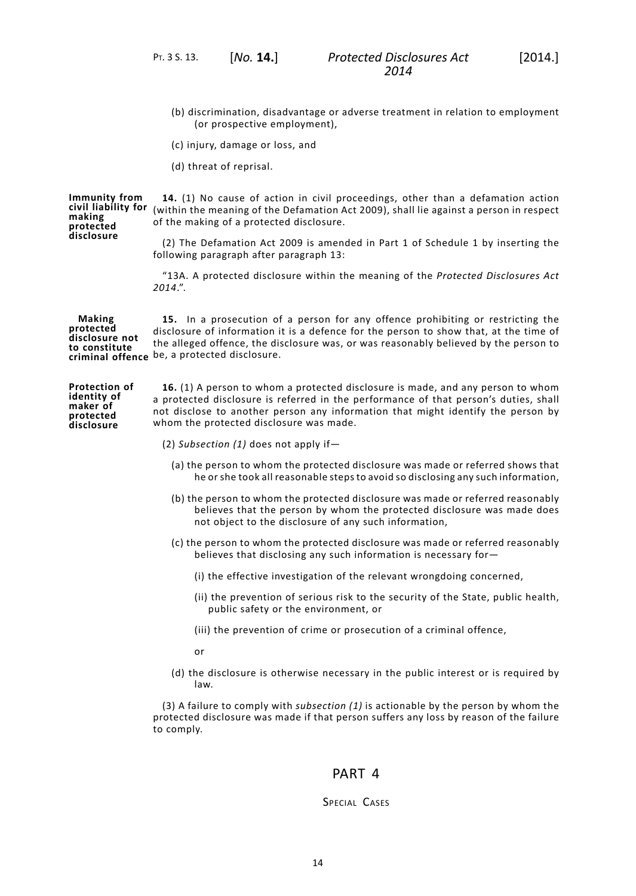(b) discrimination, disadvantage or adverse treatment in relation to employment (or prospective employment),

(c) injury, damage or loss, and

(d) threat of reprisal.

**Immunity from civil liability for making protected disclosure**

**14.** (1) No cause of action in civil proceedings, other than a defamation action (within the meaning of the Defamation Act 2009), shall lie against a person in respect of the making of a protected disclosure.

(2) The Defamation Act 2009 is amended in Part 1 of Schedule 1 by inserting the following paragraph after paragraph 13:

"13A. A protected disclosure within the meaning of the *Protected Disclosures Act 2014*.".

**Making protected disclosure not to constitute criminal offence**

**15.** In a prosecution of a person for any offence prohibiting or restricting the disclosure of information it is a defence for the person to show that, at the time of the alleged offence, the disclosure was, or was reasonably believed by the person to be, a protected disclosure.

**Protection of identity of maker of protected disclosure**

**16.** (1) A person to whom a protected disclosure is made, and any person to whom a protected disclosure is referred in the performance of that person's duties, shall not disclose to another person any information that might identify the person by whom the protected disclosure was made.

(2) *Subsection (1)* does not apply if—

(a) the person to whom the protected disclosure was made or referred shows that he or she took all reasonable steps to avoid so disclosing any such information,

(b) the person to whom the protected disclosure was made or referred reasonably believes that the person by whom the protected disclosure was made does not object to the disclosure of any such information,

(c) the person to whom the protected disclosure was made or referred reasonably believes that disclosing any such information is necessary for—

(i) the effective investigation of the relevant wrongdoing concerned,

(ii) the prevention of serious risk to the security of the State, public health, public safety or the environment, or

(iii) the prevention of crime or prosecution of a criminal offence,

or

(d) the disclosure is otherwise necessary in the public interest or is required by law.

(3) A failure to comply with *subsection (1)* is actionable by the person by whom the protected disclosure was made if that person suffers any loss by reason of the failure to comply.

## PART 4

### SPECIAL CASES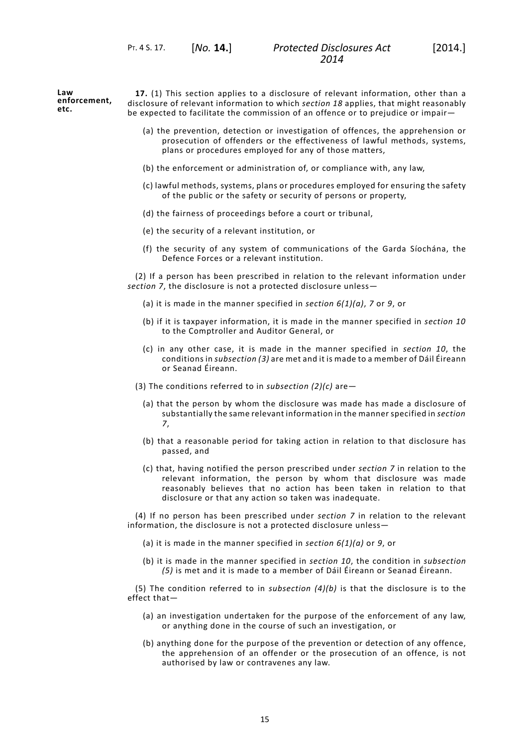**Law enforcement, etc.**

**17.** (1) This section applies to a disclosure of relevant information, other than a disclosure of relevant information to which *section 18* applies, that might reasonably be expected to facilitate the commission of an offence or to prejudice or impair—

(a) the prevention, detection or investigation of offences, the apprehension or prosecution of offenders or the effectiveness of lawful methods, systems, plans or procedures employed for any of those matters,

(b) the enforcement or administration of, or compliance with, any law,

(c) lawful methods, systems, plans or procedures employed for ensuring the safety of the public or the safety or security of persons or property,

(d) the fairness of proceedings before a court or tribunal,

(e) the security of a relevant institution, or

(f) the security of any system of communications of the Garda Síochána, the Defence Forces or a relevant institution.

(2) If a person has been prescribed in relation to the relevant information under *section 7*, the disclosure is not a protected disclosure unless—

(a) it is made in the manner specified in *section 6(1)(a)*, *7* or *9*, or

(b) if it is taxpayer information, it is made in the manner specified in *section 10* to the Comptroller and Auditor General, or

(c) in any other case, it is made in the manner specified in *section 10*, the conditions in *subsection (3)* are met and it is made to a member of Dáil Éireann or Seanad Éireann.

(3) The conditions referred to in *subsection (2)(c)* are—

(a) that the person by whom the disclosure was made has made a disclosure of substantially the same relevant information in the manner specified in *section 7*,

(b) that a reasonable period for taking action in relation to that disclosure has passed, and

(c) that, having notified the person prescribed under *section 7* in relation to the relevant information, the person by whom that disclosure was made reasonably believes that no action has been taken in relation to that disclosure or that any action so taken was inadequate.

(4) If no person has been prescribed under *section 7* in relation to the relevant information, the disclosure is not a protected disclosure unless—

(a) it is made in the manner specified in *section 6(1)(a)* or *9*, or

(b) it is made in the manner specified in *section 10*, the condition in *subsection (5)* is met and it is made to a member of Dáil Éireann or Seanad Éireann.

(5) The condition referred to in *subsection (4)(b)* is that the disclosure is to the effect that—

(a) an investigation undertaken for the purpose of the enforcement of any law, or anything done in the course of such an investigation, or

(b) anything done for the purpose of the prevention or detection of any offence, the apprehension of an offender or the prosecution of an offence, is not authorised by law or contravenes any law.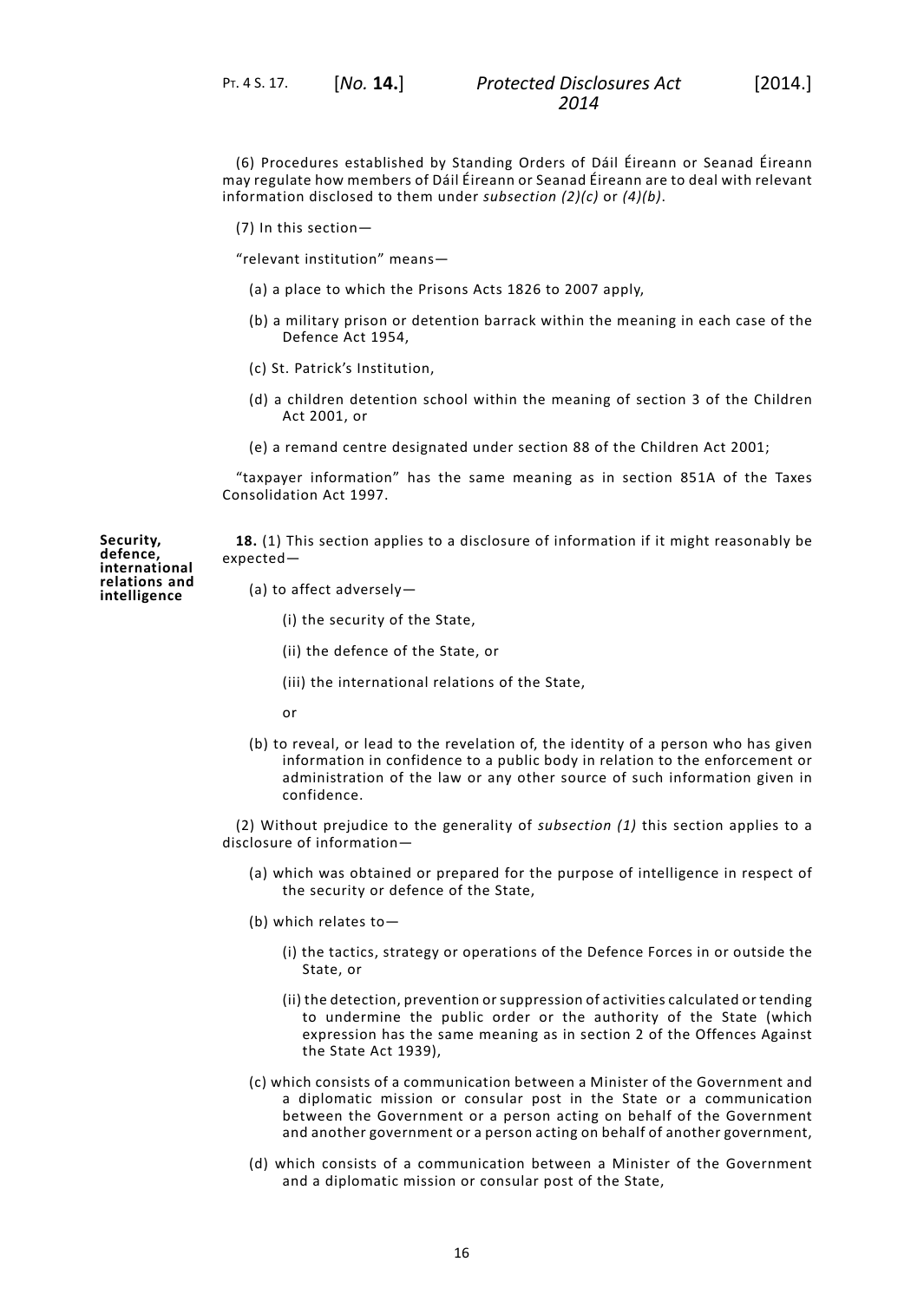(6) Procedures established by Standing Orders of Dáil Éireann or Seanad Éireann may regulate how members of Dáil Éireann or Seanad Éireann are to deal with relevant information disclosed to them under *subsection (2)(c)* or *(4)(b)*.

(7) In this section—

"relevant institution" means—

(a) a place to which the Prisons Acts 1826 to 2007 apply,

(b) a military prison or detention barrack within the meaning in each case of the Defence Act 1954,

(c) St. Patrick's Institution,

(d) a children detention school within the meaning of section 3 of the Children Act 2001, or

(e) a remand centre designated under section 88 of the Children Act 2001;

"taxpayer information" has the same meaning as in section 851A of the Taxes Consolidation Act 1997.

**Security, defence, international relations and intelligence**

**18.** (1) This section applies to a disclosure of information if it might reasonably be expected—

(a) to affect adversely—

(i) the security of the State,

(ii) the defence of the State, or

(iii) the international relations of the State,

or

(b) to reveal, or lead to the revelation of, the identity of a person who has given information in confidence to a public body in relation to the enforcement or administration of the law or any other source of such information given in confidence.

(2) Without prejudice to the generality of *subsection (1)* this section applies to a disclosure of information—

(a) which was obtained or prepared for the purpose of intelligence in respect of the security or defence of the State,

(b) which relates to—

(i) the tactics, strategy or operations of the Defence Forces in or outside the State, or

(ii) the detection, prevention or suppression of activities calculated or tending to undermine the public order or the authority of the State (which expression has the same meaning as in section 2 of the Offences Against the State Act 1939),

(c) which consists of a communication between a Minister of the Government and a diplomatic mission or consular post in the State or a communication between the Government or a person acting on behalf of the Government and another government or a person acting on behalf of another government,

(d) which consists of a communication between a Minister of the Government and a diplomatic mission or consular post of the State,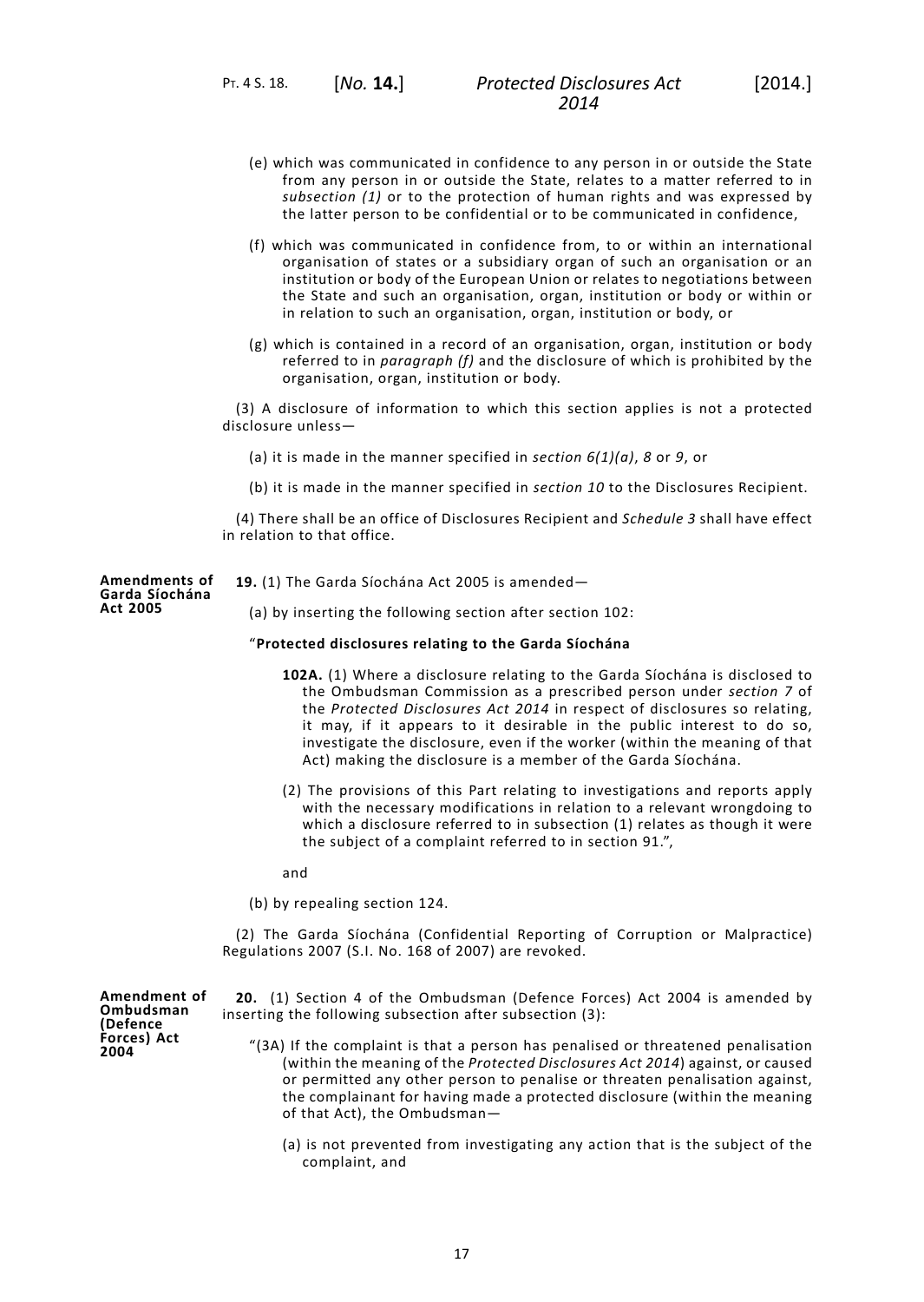(e) which was communicated in confidence to any person in or outside the State from any person in or outside the State, relates to a matter referred to in *subsection (1)* or to the protection of human rights and was expressed by the latter person to be confidential or to be communicated in confidence,

(f) which was communicated in confidence from, to or within an international organisation of states or a subsidiary organ of such an organisation or an institution or body of the European Union or relates to negotiations between the State and such an organisation, organ, institution or body or within or in relation to such an organisation, organ, institution or body, or

(g) which is contained in a record of an organisation, organ, institution or body referred to in *paragraph (f)* and the disclosure of which is prohibited by the organisation, organ, institution or body.

(3) A disclosure of information to which this section applies is not a protected disclosure unless—

(a) it is made in the manner specified in *section 6(1)(a)*, *8* or *9*, or

(b) it is made in the manner specified in *section 10* to the Disclosures Recipient.

(4) There shall be an office of Disclosures Recipient and *Schedule 3* shall have effect in relation to that office.

**Amendments of Garda Síochána Act 2005**

**19.** (1) The Garda Síochána Act 2005 is amended—

(a) by inserting the following section after section 102:

"**Protected disclosures relating to the Garda Síochána**

**102A.** (1) Where a disclosure relating to the Garda Síochána is disclosed to the Ombudsman Commission as a prescribed person under *section 7* of the *Protected Disclosures Act 2014* in respect of disclosures so relating, it may, if it appears to it desirable in the public interest to do so, investigate the disclosure, even if the worker (within the meaning of that Act) making the disclosure is a member of the Garda Síochána.

(2) The provisions of this Part relating to investigations and reports apply with the necessary modifications in relation to a relevant wrongdoing to which a disclosure referred to in subsection (1) relates as though it were the subject of a complaint referred to in section 91.",

and

(b) by repealing section 124.

(2) The Garda Síochána (Confidential Reporting of Corruption or Malpractice) Regulations 2007 (S.I. No. 168 of 2007) are revoked.

**Amendment of Ombudsman (Defence Forces) Act 2004**

**20.** (1) Section 4 of the Ombudsman (Defence Forces) Act 2004 is amended by inserting the following subsection after subsection (3):

"(3A) If the complaint is that a person has penalised or threatened penalisation (within the meaning of the *Protected Disclosures Act 2014*) against, or caused or permitted any other person to penalise or threaten penalisation against, the complainant for having made a protected disclosure (within the meaning of that Act), the Ombudsman—

(a) is not prevented from investigating any action that is the subject of the complaint, and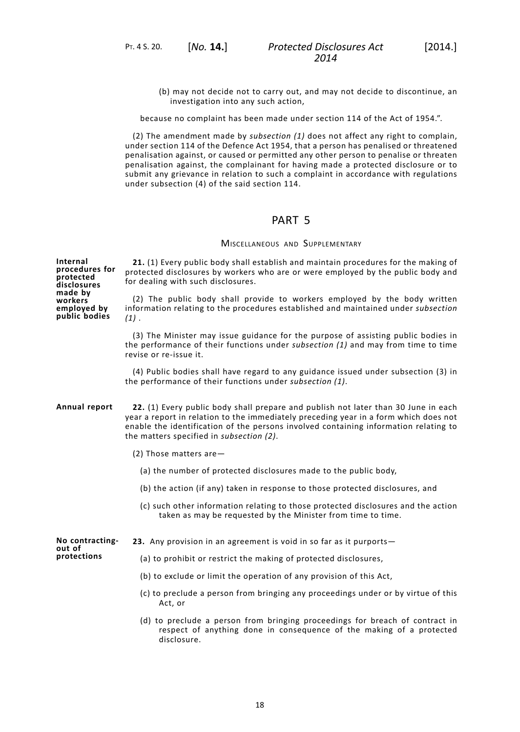(b) may not decide not to carry out, and may not decide to discontinue, an investigation into any such action,

because no complaint has been made under section 114 of the Act of 1954.".

(2) The amendment made by *subsection (1)* does not affect any right to complain, under section 114 of the Defence Act 1954, that a person has penalised or threatened penalisation against, or caused or permitted any other person to penalise or threaten penalisation against, the complainant for having made a protected disclosure or to submit any grievance in relation to such a complaint in accordance with regulations under subsection (4) of the said section 114.

## PART 5

### Miscellaneous and Supplementary

**Internal procedures for protected disclosures made by workers employed by public bodies**

**21.** (1) Every public body shall establish and maintain procedures for the making of protected disclosures by workers who are or were employed by the public body and for dealing with such disclosures.

(2) The public body shall provide to workers employed by the body written information relating to the procedures established and maintained under *subsection (1)* .

(3) The Minister may issue guidance for the purpose of assisting public bodies in the performance of their functions under *subsection (1)* and may from time to time revise or re-issue it.

(4) Public bodies shall have regard to any guidance issued under subsection (3) in the performance of their functions under *subsection (1)*.

**Annual report**

**22.** (1) Every public body shall prepare and publish not later than 30 June in each year a report in relation to the immediately preceding year in a form which does not enable the identification of the persons involved containing information relating to the matters specified in *subsection (2)*.

(2) Those matters are—

(a) the number of protected disclosures made to the public body,

(b) the action (if any) taken in response to those protected disclosures, and

(c) such other information relating to those protected disclosures and the action taken as may be requested by the Minister from time to time.

**No contracting-out of protections**

**23.** Any provision in an agreement is void in so far as it purports—

(a) to prohibit or restrict the making of protected disclosures,

(b) to exclude or limit the operation of any provision of this Act,

(c) to preclude a person from bringing any proceedings under or by virtue of this Act, or

(d) to preclude a person from bringing proceedings for breach of contract in respect of anything done in consequence of the making of a protected disclosure.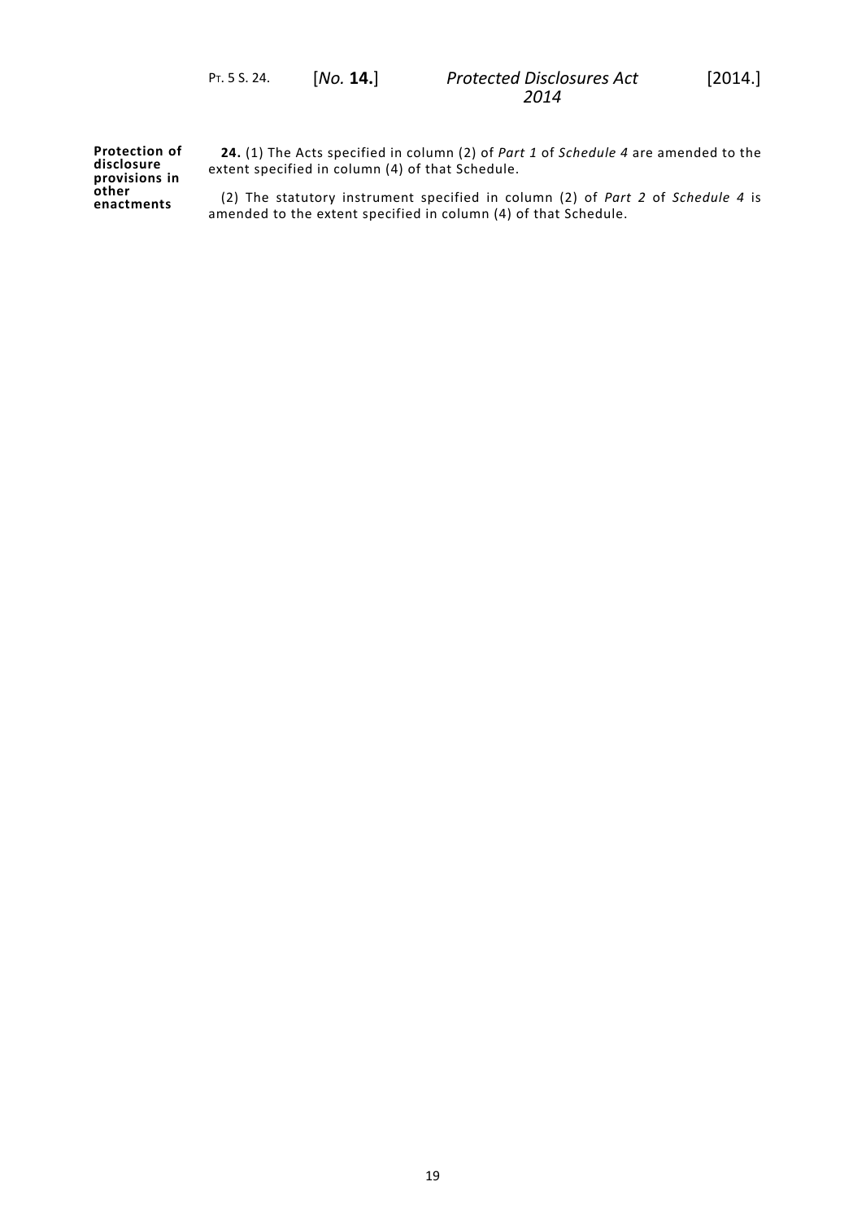**Protection of disclosure provisions in other enactments**

**24.** (1) The Acts specified in column (2) of *Part 1* of *Schedule 4* are amended to the extent specified in column (4) of that Schedule.

(2) The statutory instrument specified in column (2) of *Part 2* of *Schedule 4* is amended to the extent specified in column (4) of that Schedule.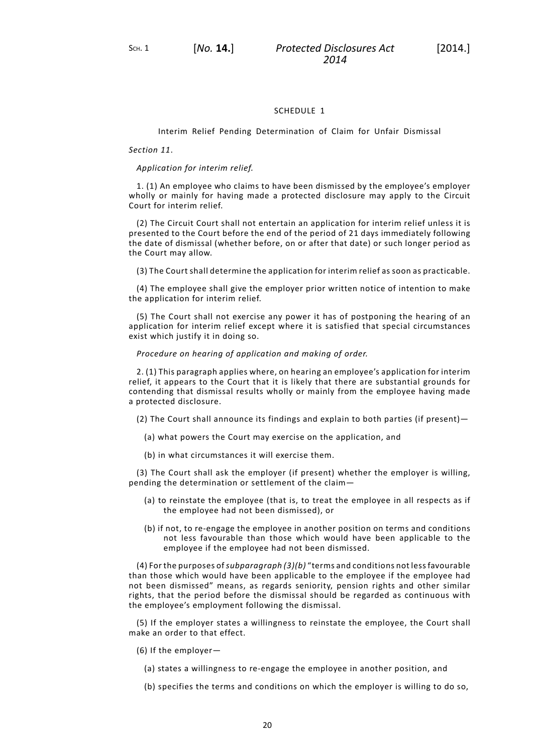## SCHEDULE 1

### Interim Relief Pending Determination of Claim for Unfair Dismissal

*Section 11*.

*Application for interim relief.*

1. (1) An employee who claims to have been dismissed by the employee's employer wholly or mainly for having made a protected disclosure may apply to the Circuit Court for interim relief.

(2) The Circuit Court shall not entertain an application for interim relief unless it is presented to the Court before the end of the period of 21 days immediately following the date of dismissal (whether before, on or after that date) or such longer period as the Court may allow.

(3) The Court shall determine the application for interim relief as soon as practicable.

(4) The employee shall give the employer prior written notice of intention to make the application for interim relief.

(5) The Court shall not exercise any power it has of postponing the hearing of an application for interim relief except where it is satisfied that special circumstances exist which justify it in doing so.

*Procedure on hearing of application and making of order.*

2. (1) This paragraph applies where, on hearing an employee's application for interim relief, it appears to the Court that it is likely that there are substantial grounds for contending that dismissal results wholly or mainly from the employee having made a protected disclosure.

(2) The Court shall announce its findings and explain to both parties (if present)—

(a) what powers the Court may exercise on the application, and

(b) in what circumstances it will exercise them.

(3) The Court shall ask the employer (if present) whether the employer is willing, pending the determination or settlement of the claim—

(a) to reinstate the employee (that is, to treat the employee in all respects as if the employee had not been dismissed), or

(b) if not, to re-engage the employee in another position on terms and conditions not less favourable than those which would have been applicable to the employee if the employee had not been dismissed.

(4) For the purposes of *subparagraph (3)(b)* "terms and conditions not less favourable than those which would have been applicable to the employee if the employee had not been dismissed" means, as regards seniority, pension rights and other similar rights, that the period before the dismissal should be regarded as continuous with the employee's employment following the dismissal.

(5) If the employer states a willingness to reinstate the employee, the Court shall make an order to that effect.

(6) If the employer—

(a) states a willingness to re-engage the employee in another position, and

(b) specifies the terms and conditions on which the employer is willing to do so,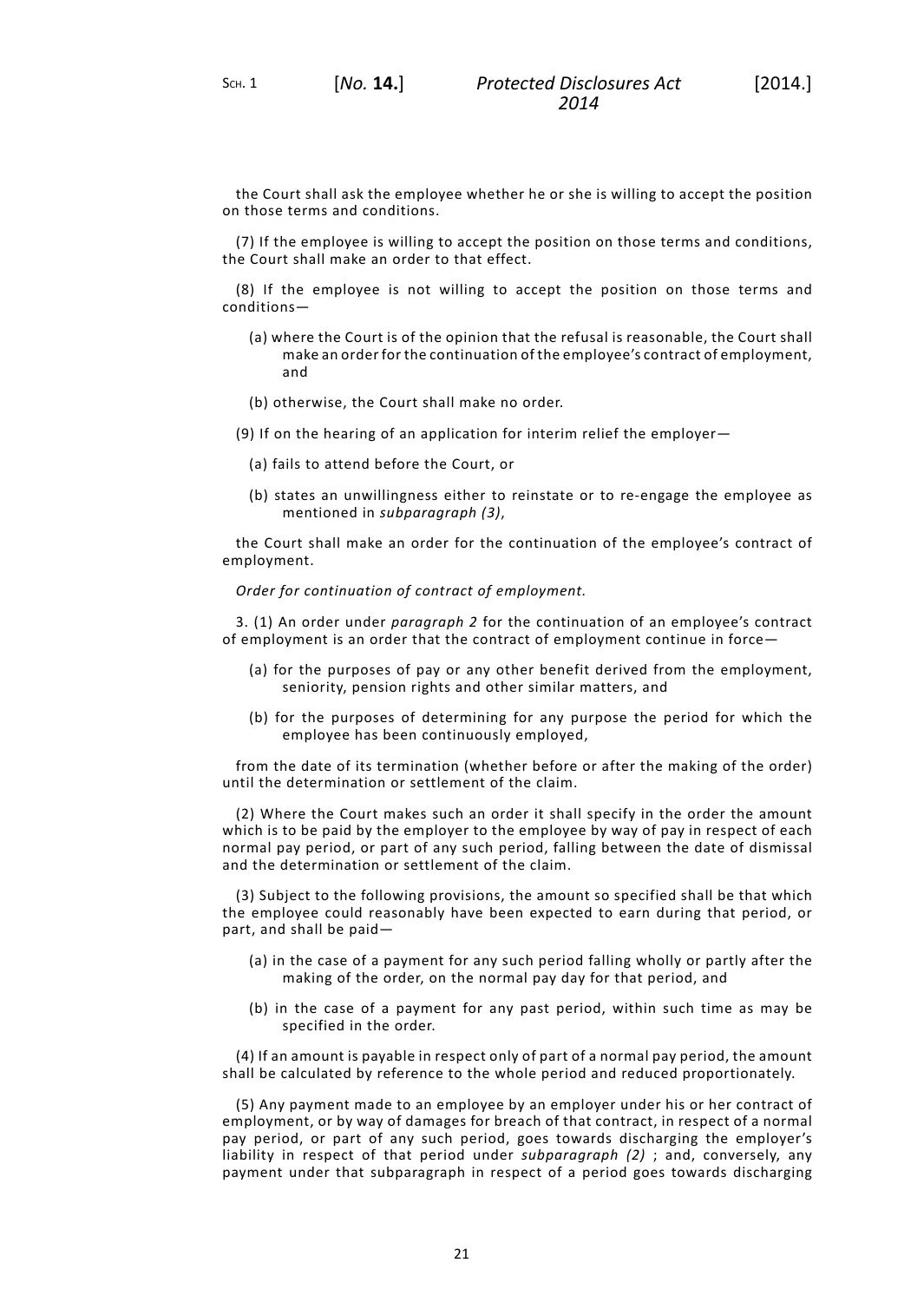the Court shall ask the employee whether he or she is willing to accept the position on those terms and conditions.

(7) If the employee is willing to accept the position on those terms and conditions, the Court shall make an order to that effect.

(8) If the employee is not willing to accept the position on those terms and conditions—

(a) where the Court is of the opinion that the refusal is reasonable, the Court shall make an order for the continuation of the employee's contract of employment, and

(b) otherwise, the Court shall make no order.

(9) If on the hearing of an application for interim relief the employer—

(a) fails to attend before the Court, or

(b) states an unwillingness either to reinstate or to re-engage the employee as mentioned in *subparagraph (3)*,

the Court shall make an order for the continuation of the employee's contract of employment.

*Order for continuation of contract of employment.*

3. (1) An order under *paragraph 2* for the continuation of an employee's contract of employment is an order that the contract of employment continue in force—

(a) for the purposes of pay or any other benefit derived from the employment, seniority, pension rights and other similar matters, and

(b) for the purposes of determining for any purpose the period for which the employee has been continuously employed,

from the date of its termination (whether before or after the making of the order) until the determination or settlement of the claim.

(2) Where the Court makes such an order it shall specify in the order the amount which is to be paid by the employer to the employee by way of pay in respect of each normal pay period, or part of any such period, falling between the date of dismissal and the determination or settlement of the claim.

(3) Subject to the following provisions, the amount so specified shall be that which the employee could reasonably have been expected to earn during that period, or part, and shall be paid—

(a) in the case of a payment for any such period falling wholly or partly after the making of the order, on the normal pay day for that period, and

(b) in the case of a payment for any past period, within such time as may be specified in the order.

(4) If an amount is payable in respect only of part of a normal pay period, the amount shall be calculated by reference to the whole period and reduced proportionately.

(5) Any payment made to an employee by an employer under his or her contract of employment, or by way of damages for breach of that contract, in respect of a normal pay period, or part of any such period, goes towards discharging the employer's liability in respect of that period under *subparagraph (2)* ; and, conversely, any payment under that subparagraph in respect of a period goes towards discharging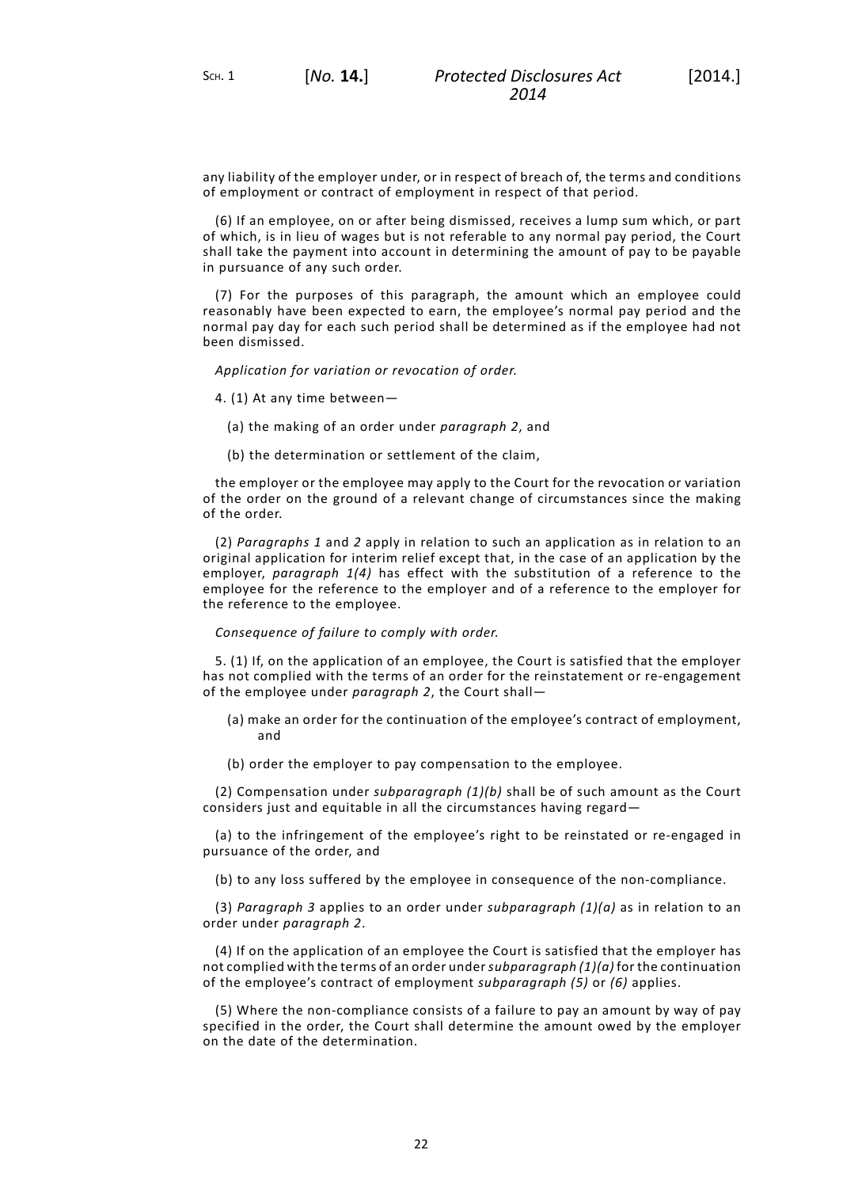any liability of the employer under, or in respect of breach of, the terms and conditions of employment or contract of employment in respect of that period.

(6) If an employee, on or after being dismissed, receives a lump sum which, or part of which, is in lieu of wages but is not referable to any normal pay period, the Court shall take the payment into account in determining the amount of pay to be payable in pursuance of any such order.

(7) For the purposes of this paragraph, the amount which an employee could reasonably have been expected to earn, the employee's normal pay period and the normal pay day for each such period shall be determined as if the employee had not been dismissed.

*Application for variation or revocation of order.*

4. (1) At any time between—

(a) the making of an order under *paragraph 2*, and

(b) the determination or settlement of the claim,

the employer or the employee may apply to the Court for the revocation or variation of the order on the ground of a relevant change of circumstances since the making of the order.

(2) *Paragraphs 1* and *2* apply in relation to such an application as in relation to an original application for interim relief except that, in the case of an application by the employer, *paragraph 1(4)* has effect with the substitution of a reference to the employee for the reference to the employer and of a reference to the employer for the reference to the employee.

*Consequence of failure to comply with order.*

5. (1) If, on the application of an employee, the Court is satisfied that the employer has not complied with the terms of an order for the reinstatement or re-engagement of the employee under *paragraph 2*, the Court shall—

(a) make an order for the continuation of the employee's contract of employment, and

(b) order the employer to pay compensation to the employee.

(2) Compensation under *subparagraph (1)(b)* shall be of such amount as the Court considers just and equitable in all the circumstances having regard—

(a) to the infringement of the employee's right to be reinstated or re-engaged in pursuance of the order, and

(b) to any loss suffered by the employee in consequence of the non-compliance.

(3) *Paragraph 3* applies to an order under *subparagraph (1)(a)* as in relation to an order under *paragraph 2*.

(4) If on the application of an employee the Court is satisfied that the employer has not complied with the terms of an order under *subparagraph (1)(a)* for the continuation of the employee's contract of employment *subparagraph (5)* or *(6)* applies.

(5) Where the non-compliance consists of a failure to pay an amount by way of pay specified in the order, the Court shall determine the amount owed by the employer on the date of the determination.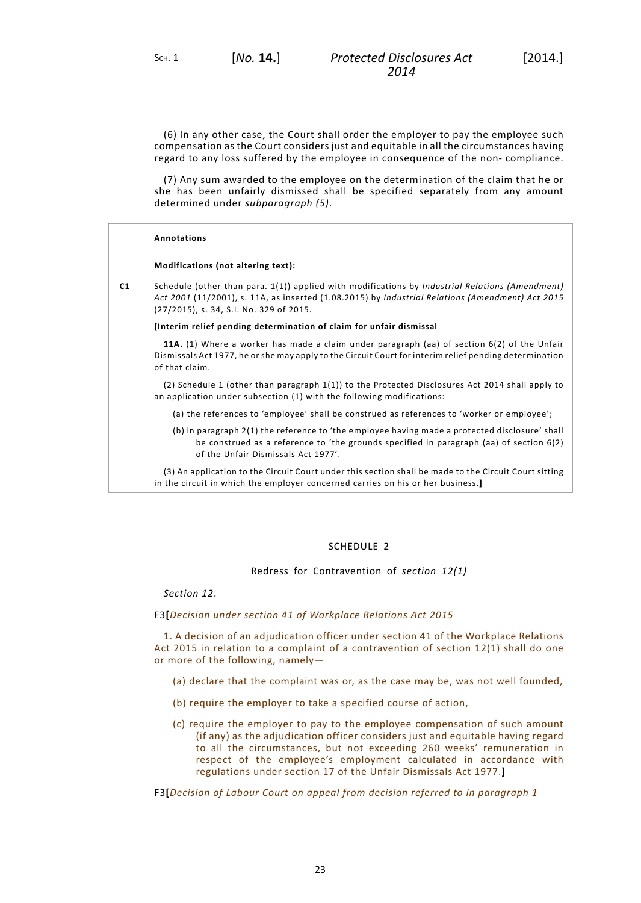(6) In any other case, the Court shall order the employer to pay the employee such compensation as the Court considers just and equitable in all the circumstances having regard to any loss suffered by the employee in consequence of the non- compliance.

(7) Any sum awarded to the employee on the determination of the claim that he or she has been unfairly dismissed shall be specified separately from any amount determined under *subparagraph (5)*.

**Annotations**

**Modifications (not altering text):**

**C1** Schedule (other than para. 1(1)) applied with modifications by *Industrial Relations (Amendment) Act 2001* (11/2001), s. 11A, as inserted (1.08.2015) by *Industrial Relations (Amendment) Act 2015* (27/2015), s. 34, S.I. No. 329 of 2015.

**[Interim relief pending determination of claim for unfair dismissal**

**11A.** (1) Where a worker has made a claim under paragraph (aa) of section 6(2) of the Unfair Dismissals Act 1977, he or she may apply to the Circuit Court for interim relief pending determination of that claim.

(2) Schedule 1 (other than paragraph 1(1)) to the Protected Disclosures Act 2014 shall apply to an application under subsection (1) with the following modifications:

(a) the references to 'employee' shall be construed as references to 'worker or employee';

(b) in paragraph 2(1) the reference to 'the employee having made a protected disclosure' shall be construed as a reference to 'the grounds specified in paragraph (aa) of section 6(2) of the Unfair Dismissals Act 1977'.

(3) An application to the Circuit Court under this section shall be made to the Circuit Court sitting in the circuit in which the employer concerned carries on his or her business.**]**

## SCHEDULE 2

### Redress for Contravention of *section 12(1)*

*Section 12*.

F3**[***Decision under section 41 of Workplace Relations Act 2015*

1. A decision of an adjudication officer under section 41 of the Workplace Relations Act 2015 in relation to a complaint of a contravention of section 12(1) shall do one or more of the following, namely—

(a) declare that the complaint was or, as the case may be, was not well founded,

(b) require the employer to take a specified course of action,

(c) require the employer to pay to the employee compensation of such amount (if any) as the adjudication officer considers just and equitable having regard to all the circumstances, but not exceeding 260 weeks' remuneration in respect of the employee's employment calculated in accordance with regulations under section 17 of the Unfair Dismissals Act 1977.**]**

F3**[***Decision of Labour Court on appeal from decision referred to in paragraph 1*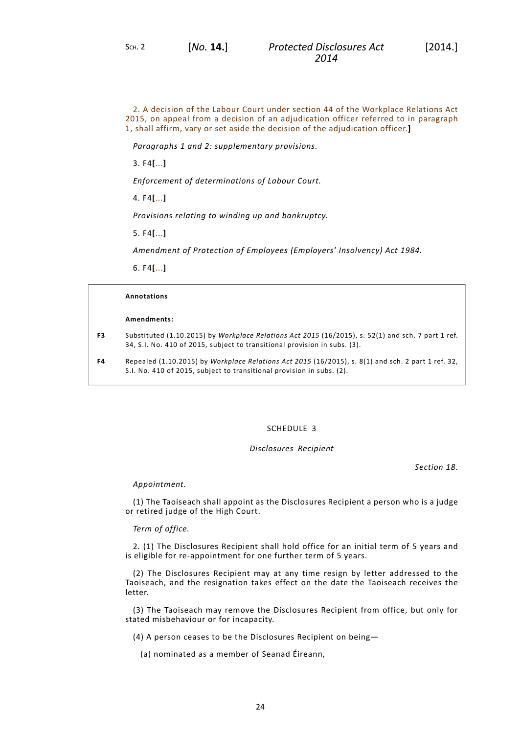2. A decision of the Labour Court under section 44 of the Workplace Relations Act 2015, on appeal from a decision of an adjudication officer referred to in paragraph 1, shall affirm, vary or set aside the decision of the adjudication officer.**]**

*Paragraphs 1 and 2: supplementary provisions.*

3. F4**[**...**]**

*Enforcement of determinations of Labour Court.*

4. F4**[**...**]**

*Provisions relating to winding up and bankruptcy.*

5. F4**[**...**]**

*Amendment of Protection of Employees (Employers' Insolvency) Act 1984.*

6. F4**[**...**]**

**Annotations**

**Amendments:**

**F3** Substituted (1.10.2015) by *Workplace Relations Act 2015* (16/2015), s. 52(1) and sch. 7 part 1 ref. 34, S.I. No. 410 of 2015, subject to transitional provision in subs. (3).

**F4** Repealed (1.10.2015) by *Workplace Relations Act 2015* (16/2015), s. 8(1) and sch. 2 part 1 ref. 32, S.I. No. 410 of 2015, subject to transitional provision in subs. (2).

## SCHEDULE 3

*Disclosures Recipient*

*Section 18.*

*Appointment.*

(1) The Taoiseach shall appoint as the Disclosures Recipient a person who is a judge or retired judge of the High Court.

*Term of office.*

2. (1) The Disclosures Recipient shall hold office for an initial term of 5 years and is eligible for re-appointment for one further term of 5 years.

(2) The Disclosures Recipient may at any time resign by letter addressed to the Taoiseach, and the resignation takes effect on the date the Taoiseach receives the letter.

(3) The Taoiseach may remove the Disclosures Recipient from office, but only for stated misbehaviour or for incapacity.

(4) A person ceases to be the Disclosures Recipient on being—

(a) nominated as a member of Seanad Éireann,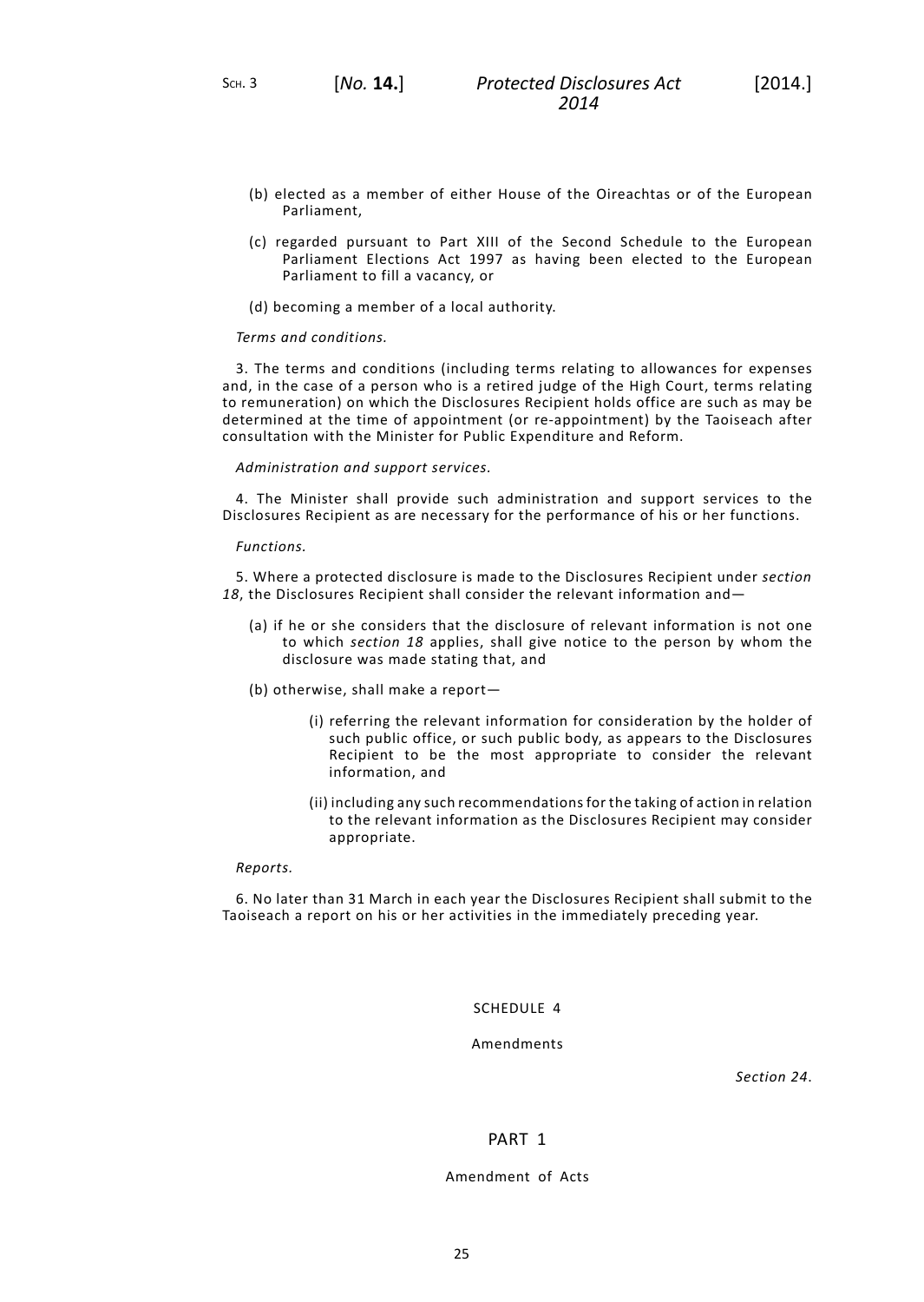(b) elected as a member of either House of the Oireachtas or of the European Parliament,

(c) regarded pursuant to Part XIII of the Second Schedule to the European Parliament Elections Act 1997 as having been elected to the European Parliament to fill a vacancy, or

(d) becoming a member of a local authority.

*Terms and conditions.*

3. The terms and conditions (including terms relating to allowances for expenses and, in the case of a person who is a retired judge of the High Court, terms relating to remuneration) on which the Disclosures Recipient holds office are such as may be determined at the time of appointment (or re-appointment) by the Taoiseach after consultation with the Minister for Public Expenditure and Reform.

*Administration and support services.*

4. The Minister shall provide such administration and support services to the Disclosures Recipient as are necessary for the performance of his or her functions.

*Functions.*

5. Where a protected disclosure is made to the Disclosures Recipient under *section 18*, the Disclosures Recipient shall consider the relevant information and—

(a) if he or she considers that the disclosure of relevant information is not one to which *section 18* applies, shall give notice to the person by whom the disclosure was made stating that, and

(b) otherwise, shall make a report—

(i) referring the relevant information for consideration by the holder of such public office, or such public body, as appears to the Disclosures Recipient to be the most appropriate to consider the relevant information, and

(ii) including any such recommendations for the taking of action in relation to the relevant information as the Disclosures Recipient may consider appropriate.

*Reports.*

6. No later than 31 March in each year the Disclosures Recipient shall submit to the Taoiseach a report on his or her activities in the immediately preceding year.

## SCHEDULE 4

Amendments

*Section 24.*

### PART 1

Amendment of Acts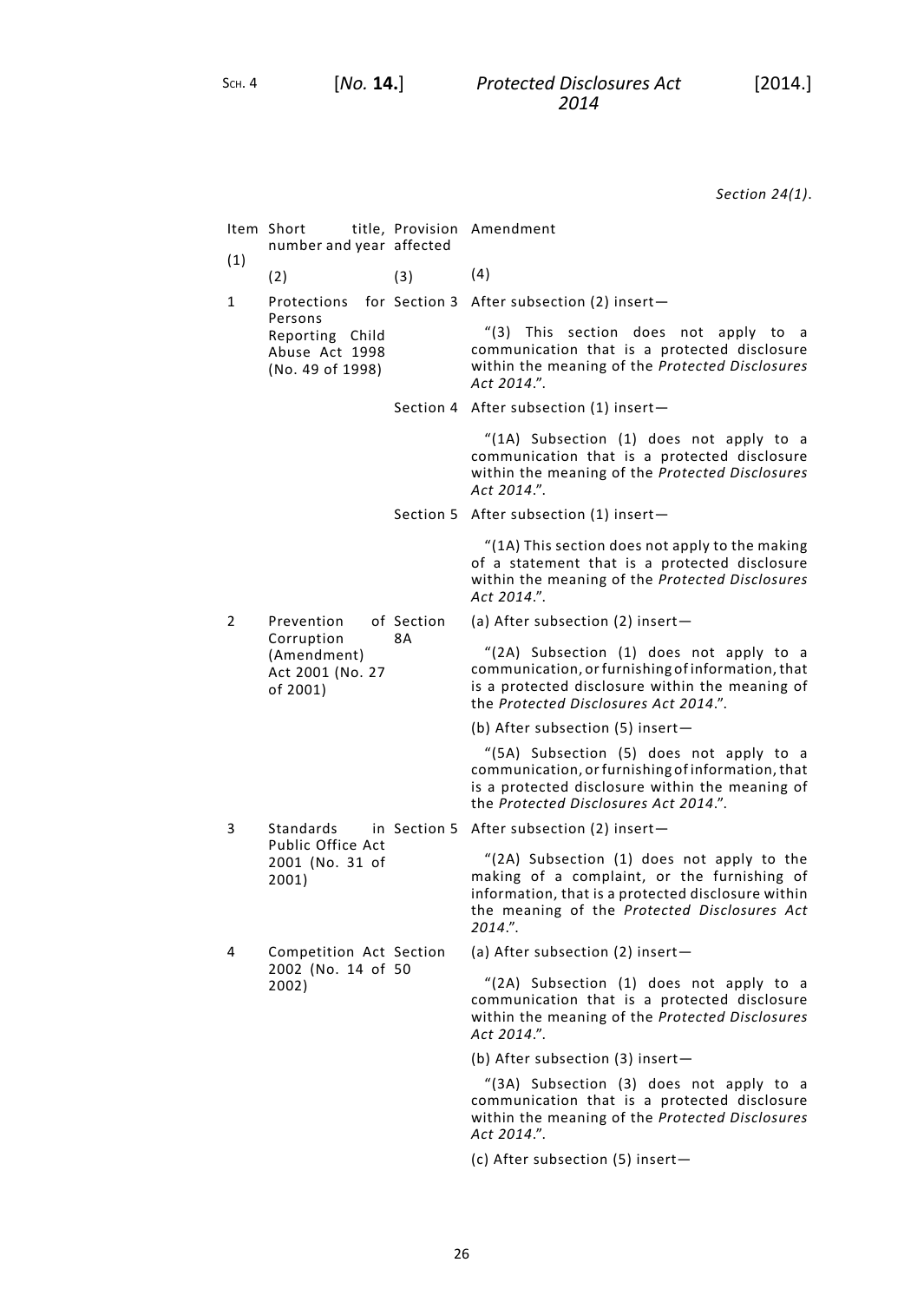*Section 24(1).*

| Item (1) | Short title, number and year (2) | Provision affected (3) | Amendment (4) |
|---|---|---|---|
| 1 | Protections for Persons Reporting Child Abuse Act 1998 (No. 49 of 1998) | Section 3 | After subsection (2) insert— “(3) This section does not apply to a communication that is a protected disclosure within the meaning of the *Protected Disclosures Act 2014*.”. |
| | | Section 4 | After subsection (1) insert— “(1A) Subsection (1) does not apply to a communication that is a protected disclosure within the meaning of the *Protected Disclosures Act 2014*.”. |
| | | Section 5 | After subsection (1) insert— “(1A) This section does not apply to the making of a statement that is a protected disclosure within the meaning of the *Protected Disclosures Act 2014*.”. |
| 2 | Prevention of Corruption (Amendment) Act 2001 (No. 27 of 2001) | Section 8A | (a) After subsection (2) insert— “(2A) Subsection (1) does not apply to a communication, or furnishing of information, that is a protected disclosure within the meaning of the *Protected Disclosures Act 2014*.”. (b) After subsection (5) insert— “(5A) Subsection (5) does not apply to a communication, or furnishing of information, that is a protected disclosure within the meaning of the *Protected Disclosures Act 2014*.”. |
| 3 | Standards in Public Office Act 2001 (No. 31 of 2001) | Section 5 | After subsection (2) insert— “(2A) Subsection (1) does not apply to the making of a complaint, or the furnishing of information, that is a protected disclosure within the meaning of the *Protected Disclosures Act 2014*.”. |
| 4 | Competition Act 2002 (No. 14 of 2002) | Section 50 | (a) After subsection (2) insert— “(2A) Subsection (1) does not apply to a communication that is a protected disclosure within the meaning of the *Protected Disclosures Act 2014*.”. (b) After subsection (3) insert— “(3A) Subsection (3) does not apply to a communication that is a protected disclosure within the meaning of the *Protected Disclosures Act 2014*.”. (c) After subsection (5) insert— |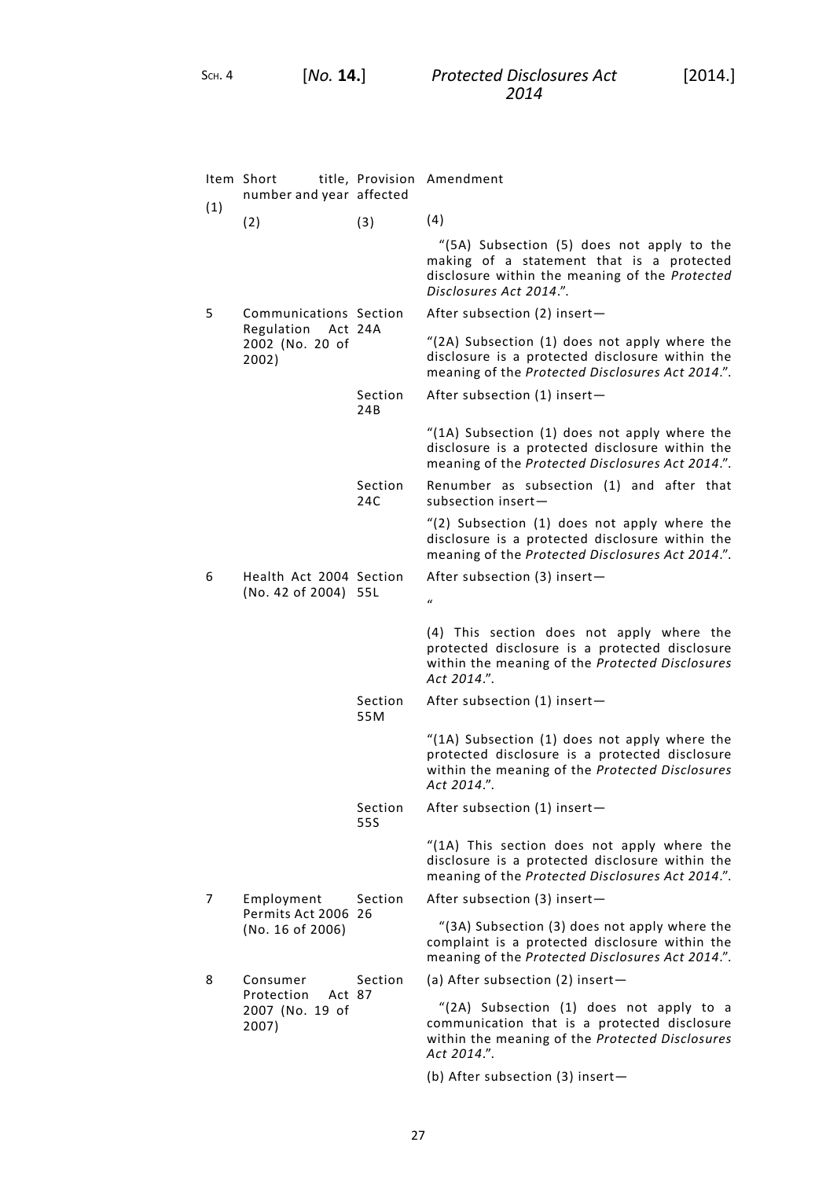| Item number (1) | Short title, number and year (2) | Provision affected (3) | Amendment (4) |
|---|---|---|---|
| | | | "(5A) Subsection (5) does not apply to the making of a statement that is a protected disclosure within the meaning of the *Protected Disclosures Act 2014*.". |
| 5 | Communications Regulation Act 2002 (No. 20 of 2002) | Section 24A | After subsection (2) insert— "(2A) Subsection (1) does not apply where the disclosure is a protected disclosure within the meaning of the *Protected Disclosures Act 2014*.". |
| | | Section 24B | After subsection (1) insert— "(1A) Subsection (1) does not apply where the disclosure is a protected disclosure within the meaning of the *Protected Disclosures Act 2014*.". |
| | | Section 24C | Renumber as subsection (1) and after that subsection insert— "(2) Subsection (1) does not apply where the disclosure is a protected disclosure within the meaning of the *Protected Disclosures Act 2014*.". |
| 6 | Health Act 2004 (No. 42 of 2004) | Section 55L | After subsection (3) insert— " (4) This section does not apply where the protected disclosure is a protected disclosure within the meaning of the *Protected Disclosures Act 2014*.". |
| | | Section 55M | After subsection (1) insert— "(1A) Subsection (1) does not apply where the protected disclosure is a protected disclosure within the meaning of the *Protected Disclosures Act 2014*.". |
| | | Section 55S | After subsection (1) insert— "(1A) This section does not apply where the disclosure is a protected disclosure within the meaning of the *Protected Disclosures Act 2014*.". |
| 7 | Employment Permits Act 2006 (No. 16 of 2006) | Section 26 | After subsection (3) insert— "(3A) Subsection (3) does not apply where the complaint is a protected disclosure within the meaning of the *Protected Disclosures Act 2014*.". |
| 8 | Consumer Protection Act 2007 (No. 19 of 2007) | Section 87 | (a) After subsection (2) insert— "(2A) Subsection (1) does not apply to a communication that is a protected disclosure within the meaning of the *Protected Disclosures Act 2014*.". (b) After subsection (3) insert— |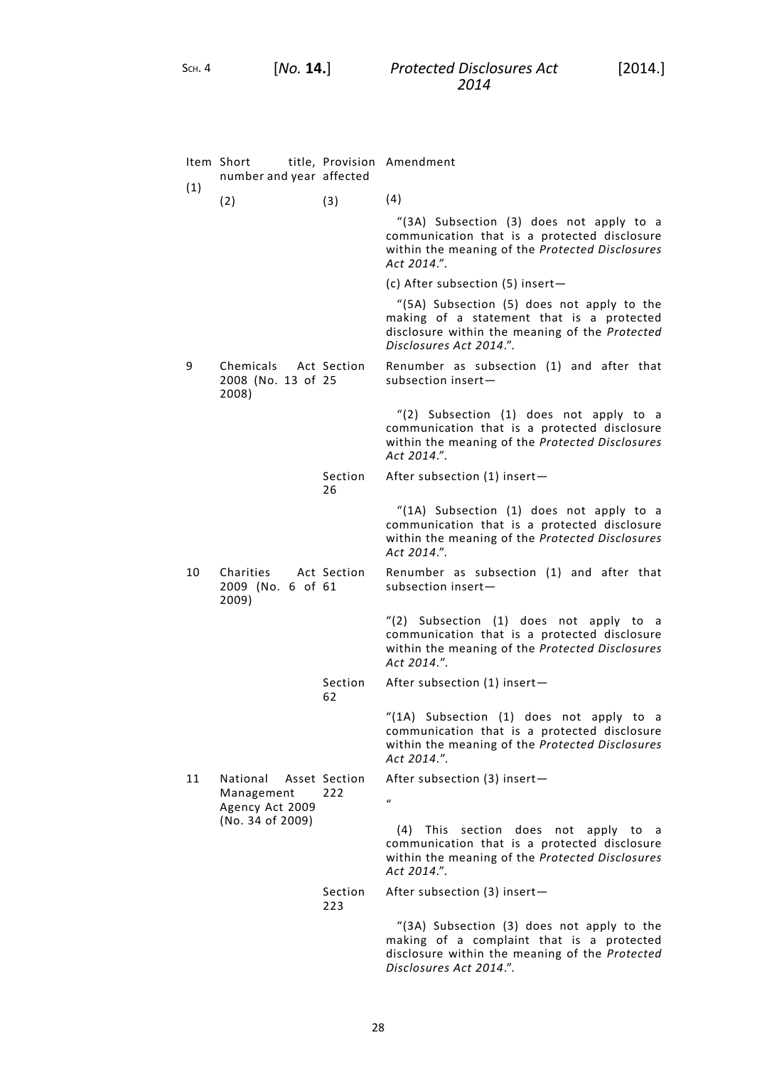| Item (1) | Short title, number and year (2) | Provision affected (3) | Amendment (4) |
|---|---|---|---|
| | | | "(3A) Subsection (3) does not apply to a communication that is a protected disclosure within the meaning of the *Protected Disclosures Act 2014*.". |
| | | | (c) After subsection (5) insert— |
| | | | "(5A) Subsection (5) does not apply to the making of a statement that is a protected disclosure within the meaning of the *Protected Disclosures Act 2014*.". |
| 9 | Chemicals Act 2008 (No. 13 of 2008) | Section 25 | Renumber as subsection (1) and after that subsection insert— |
| | | | "(2) Subsection (1) does not apply to a communication that is a protected disclosure within the meaning of the *Protected Disclosures Act 2014*.". |
| | | Section 26 | After subsection (1) insert— |
| | | | "(1A) Subsection (1) does not apply to a communication that is a protected disclosure within the meaning of the *Protected Disclosures Act 2014*.". |
| 10 | Charities Act 2009 (No. 6 of 2009) | Section 61 | Renumber as subsection (1) and after that subsection insert— |
| | | | "(2) Subsection (1) does not apply to a communication that is a protected disclosure within the meaning of the *Protected Disclosures Act 2014*.". |
| | | Section 62 | After subsection (1) insert— |
| | | | "(1A) Subsection (1) does not apply to a communication that is a protected disclosure within the meaning of the *Protected Disclosures Act 2014*.". |
| 11 | National Asset Management Agency Act 2009 (No. 34 of 2009) | Section 222 | After subsection (3) insert— |
| | | | " |
| | | | (4) This section does not apply to a communication that is a protected disclosure within the meaning of the *Protected Disclosures Act 2014*.". |
| | | Section 223 | After subsection (3) insert— |
| | | | "(3A) Subsection (3) does not apply to the making of a complaint that is a protected disclosure within the meaning of the *Protected Disclosures Act 2014*.". |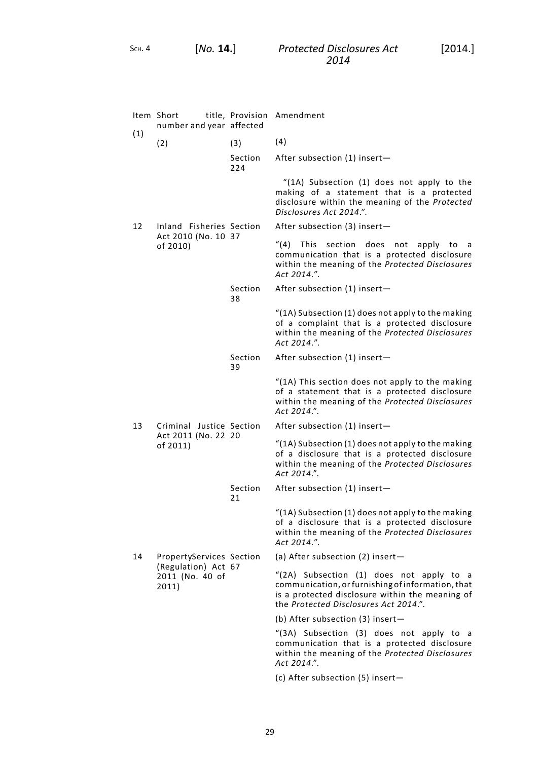| Item number (1) | Short title, number and year (2) | Provision affected (3) | Amendment (4) |
|---|---|---|---|
| | | Section 224 | After subsection (1) insert— |
| | | | "(1A) Subsection (1) does not apply to the making of a statement that is a protected disclosure within the meaning of the *Protected Disclosures Act 2014*.". |
| 12 | Inland Fisheries Act 2010 (No. 10 of 2010) | Section 37 | After subsection (3) insert— |
| | | | "(4) This section does not apply to a communication that is a protected disclosure within the meaning of the *Protected Disclosures Act 2014*.". |
| | | Section 38 | After subsection (1) insert— |
| | | | "(1A) Subsection (1) does not apply to the making of a complaint that is a protected disclosure within the meaning of the *Protected Disclosures Act 2014*.". |
| | | Section 39 | After subsection (1) insert— |
| | | | "(1A) This section does not apply to the making of a statement that is a protected disclosure within the meaning of the *Protected Disclosures Act 2014*.". |
| 13 | Criminal Justice Act 2011 (No. 22 of 2011) | Section 20 | After subsection (1) insert— |
| | | | "(1A) Subsection (1) does not apply to the making of a disclosure that is a protected disclosure within the meaning of the *Protected Disclosures Act 2014*.". |
| | | Section 21 | After subsection (1) insert— |
| | | | "(1A) Subsection (1) does not apply to the making of a disclosure that is a protected disclosure within the meaning of the *Protected Disclosures Act 2014*.". |
| 14 | PropertyServices (Regulation) Act 2011 (No. 40 of 2011) | Section 67 | (a) After subsection (2) insert— |
| | | | "(2A) Subsection (1) does not apply to a communication, or furnishing of information, that is a protected disclosure within the meaning of the *Protected Disclosures Act 2014*.". |
| | | | (b) After subsection (3) insert— |
| | | | "(3A) Subsection (3) does not apply to a communication that is a protected disclosure within the meaning of the *Protected Disclosures Act 2014*.". |
| | | | (c) After subsection (5) insert— |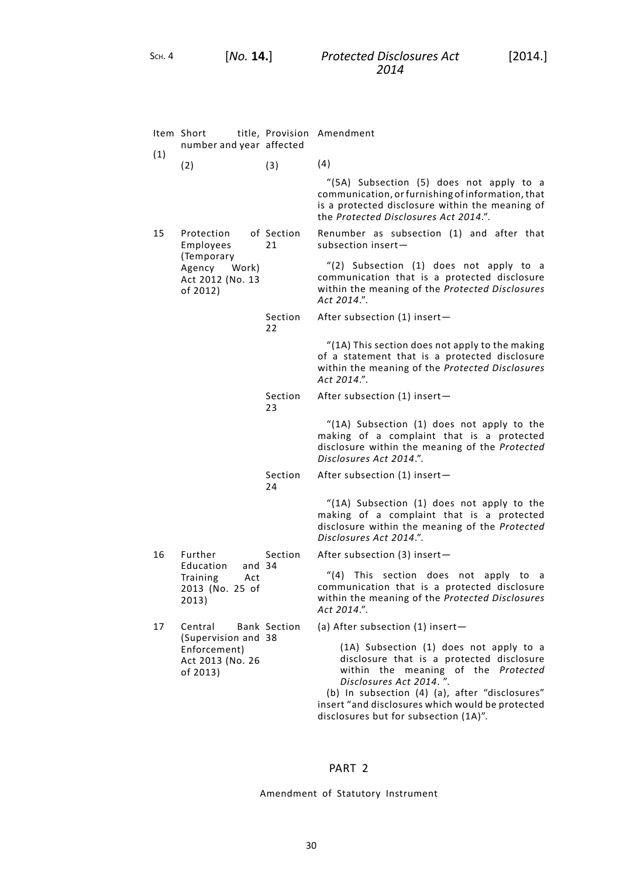| Item number (1) | Short title, number and year (2) | Provision affected (3) | Amendment (4) |
|---|---|---|---|
| | | | "(5A) Subsection (5) does not apply to a communication, or furnishing of information, that is a protected disclosure within the meaning of the *Protected Disclosures Act 2014*.". |
| 15 | Protection of Employees (Temporary Agency Work) Act 2012 (No. 13 of 2012) | Section 21 | Renumber as subsection (1) and after that subsection insert— "(2) Subsection (1) does not apply to a communication that is a protected disclosure within the meaning of the *Protected Disclosures Act 2014*.". |
| | | Section 22 | After subsection (1) insert— "(1A) This section does not apply to the making of a statement that is a protected disclosure within the meaning of the *Protected Disclosures Act 2014*.". |
| | | Section 23 | After subsection (1) insert— "(1A) Subsection (1) does not apply to the making of a complaint that is a protected disclosure within the meaning of the *Protected Disclosures Act 2014*.". |
| | | Section 24 | After subsection (1) insert— "(1A) Subsection (1) does not apply to the making of a complaint that is a protected disclosure within the meaning of the *Protected Disclosures Act 2014*.". |
| 16 | Further Education and Training Act 2013 (No. 25 of 2013) | Section 34 | After subsection (3) insert— "(4) This section does not apply to a communication that is a protected disclosure within the meaning of the *Protected Disclosures Act 2014*.". |
| 17 | Central Bank (Supervision and Enforcement) Act 2013 (No. 26 of 2013) | Section 38 | (a) After subsection (1) insert— (1A) Subsection (1) does not apply to a disclosure that is a protected disclosure within the meaning of the *Protected Disclosures Act 2014*. ". (b) In subsection (4) (a), after "disclosures" insert "and disclosures which would be protected disclosures but for subsection (1A)". |

## PART 2

Amendment of Statutory Instrument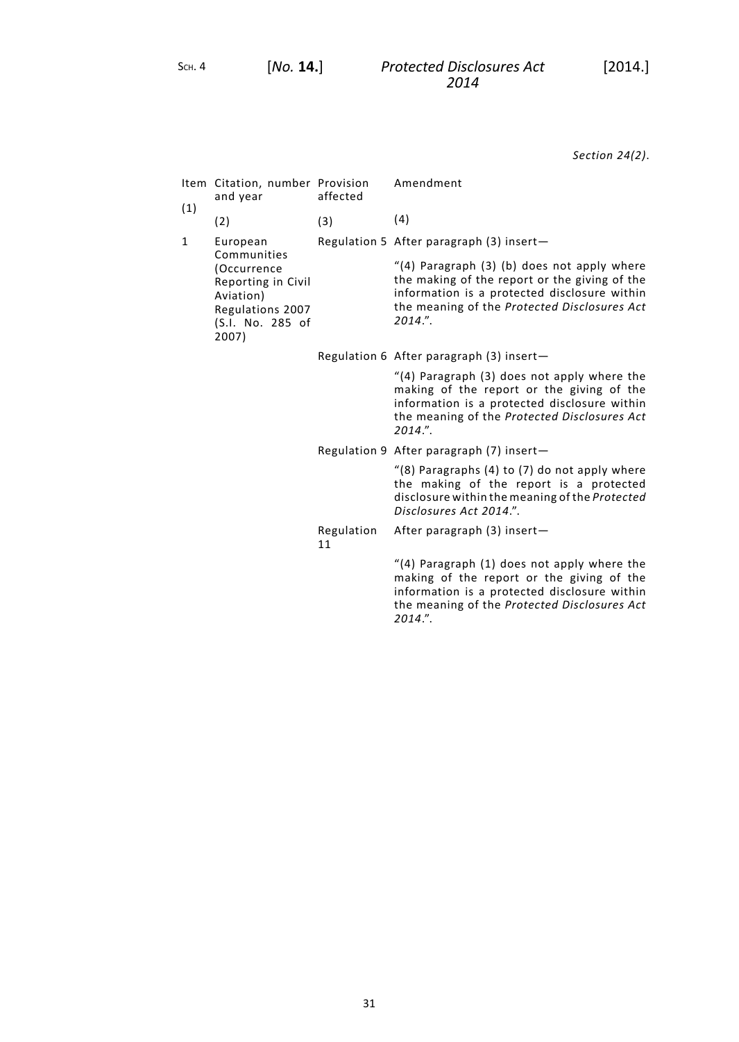*Section 24(2)*.

| Item (1) | Citation, number and year (2) | Provision affected (3) | Amendment (4) |
| --- | --- | --- | --- |
| 1 | European Communities (Occurrence Reporting in Civil Aviation) Regulations 2007 (S.I. No. 285 of 2007) | Regulation 5 | After paragraph (3) insert— "(4) Paragraph (3) (b) does not apply where the making of the report or the giving of the information is a protected disclosure within the meaning of the *Protected Disclosures Act 2014*.". |
| | | Regulation 6 | After paragraph (3) insert— "(4) Paragraph (3) does not apply where the making of the report or the giving of the information is a protected disclosure within the meaning of the *Protected Disclosures Act 2014*.". |
| | | Regulation 9 | After paragraph (7) insert— "(8) Paragraphs (4) to (7) do not apply where the making of the report is a protected disclosure within the meaning of the *Protected Disclosures Act 2014*.". |
| | | Regulation 11 | After paragraph (3) insert— "(4) Paragraph (1) does not apply where the making of the report or the giving of the information is a protected disclosure within the meaning of the *Protected Disclosures Act 2014*.". |